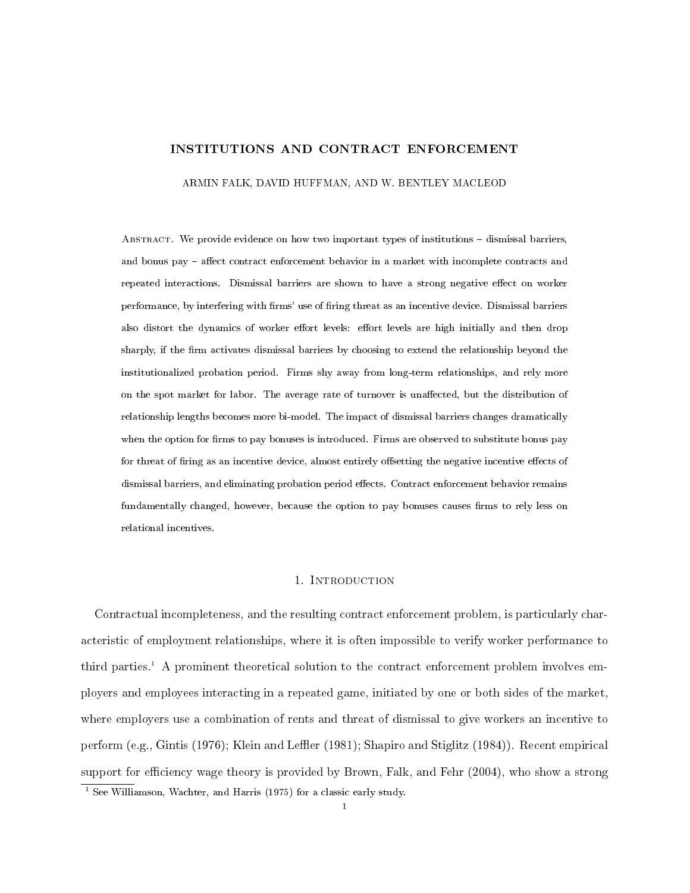# INSTITUTIONS AND CONTRACT ENFORCEMENT

ARMIN FALK, DAVID HUFFMAN, AND W. BENTLEY MACLEOD

Abstract. We provide evidence on how two important types of institutions – dismissal barriers, and bonus pay – affect contract enforcement behavior in a market with incomplete contracts and repeated interactions. Dismissal barriers are shown to have a strong negative effect on worker performance, by interfering with firms' use of firing threat as an incentive device. Dismissal barriers also distort the dynamics of worker effort levels: effort levels are high initially and then drop sharply, if the firm activates dismissal barriers by choosing to extend the relationship beyond the institutionalized probation period. Firms shy away from long-term relationships, and rely more on the spot market for labor. The average rate of turnover is unaffected, but the distribution of relationship lengths becomes more bi-model. The impact of dismissal barriers changes dramatically when the option for firms to pay bonuses is introduced. Firms are observed to substitute bonus pay for threat of firing as an incentive device, almost entirely offsetting the negative incentive effects of dismissal barriers, and eliminating probation period effects. Contract enforcement behavior remains fundamentally changed, however, because the option to pay bonuses causes firms to rely less on relational incentives.

## 1. Introduction

Contractual incompleteness, and the resulting contract enforcement problem, is particularly characteristic of employment relationships, where it is often impossible to verify worker performance to third parties.[1] A prominent theoretical solution to the contract enforcement problem involves employers and employees interacting in a repeated game, initiated by one or both sides of the market, where employers use a combination of rents and threat of dismissal to give workers an incentive to perform (e.g., Gintis (1976); Klein and Leffler (1981); Shapiro and Stiglitz (1984)). Recent empirical support for efficiency wage theory is provided by Brown, Falk, and Fehr (2004), who show a strong

[1] See Williamson, Wachter, and Harris (1975) for a classic early study.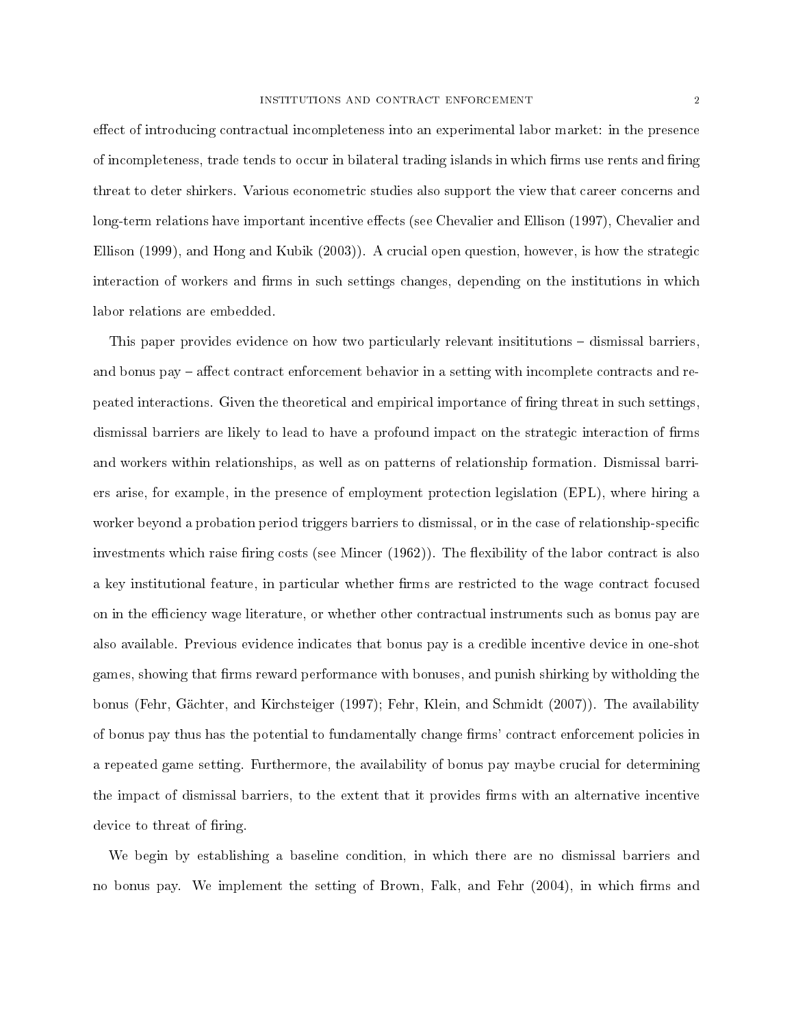effect of introducing contractual incompleteness into an experimental labor market: in the presence of incompleteness, trade tends to occur in bilateral trading islands in which firms use rents and firing threat to deter shirkers. Various econometric studies also support the view that career concerns and long-term relations have important incentive effects (see Chevalier and Ellison (1997), Chevalier and Ellison (1999), and Hong and Kubik (2003)). A crucial open question, however, is how the strategic interaction of workers and firms in such settings changes, depending on the institutions in which labor relations are embedded.

This paper provides evidence on how two particularly relevant insititutions – dismissal barriers, and bonus pay – affect contract enforcement behavior in a setting with incomplete contracts and repeated interactions. Given the theoretical and empirical importance of firing threat in such settings, dismissal barriers are likely to lead to have a profound impact on the strategic interaction of firms and workers within relationships, as well as on patterns of relationship formation. Dismissal barriers arise, for example, in the presence of employment protection legislation (EPL), where hiring a worker beyond a probation period triggers barriers to dismissal, or in the case of relationship-specific investments which raise firing costs (see Mincer (1962)). The flexibility of the labor contract is also a key institutional feature, in particular whether firms are restricted to the wage contract focused on in the efficiency wage literature, or whether other contractual instruments such as bonus pay are also available. Previous evidence indicates that bonus pay is a credible incentive device in one-shot games, showing that firms reward performance with bonuses, and punish shirking by witholding the bonus (Fehr, Gächter, and Kirchsteiger (1997); Fehr, Klein, and Schmidt (2007)). The availability of bonus pay thus has the potential to fundamentally change firms' contract enforcement policies in a repeated game setting. Furthermore, the availability of bonus pay maybe crucial for determining the impact of dismissal barriers, to the extent that it provides firms with an alternative incentive device to threat of firing.

We begin by establishing a baseline condition, in which there are no dismissal barriers and no bonus pay. We implement the setting of Brown, Falk, and Fehr (2004), in which firms and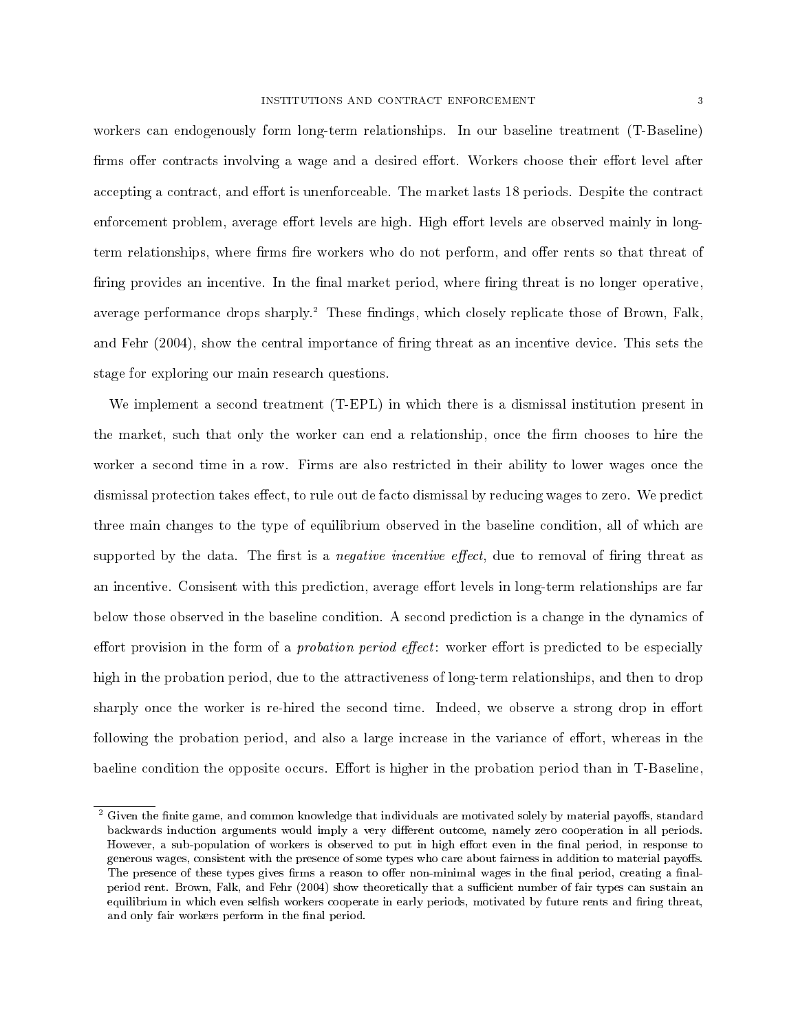workers can endogenously form long-term relationships. In our baseline treatment (T-Baseline) firms offer contracts involving a wage and a desired effort. Workers choose their effort level after accepting a contract, and effort is unenforceable. The market lasts 18 periods. Despite the contract enforcement problem, average effort levels are high. High effort levels are observed mainly in long-term relationships, where firms fire workers who do not perform, and offer rents so that threat of firing provides an incentive. In the final market period, where firing threat is no longer operative, average performance drops sharply.[2] These findings, which closely replicate those of Brown, Falk, and Fehr (2004), show the central importance of firing threat as an incentive device. This sets the stage for exploring our main research questions.

We implement a second treatment (T-EPL) in which there is a dismissal institution present in the market, such that only the worker can end a relationship, once the firm chooses to hire the worker a second time in a row. Firms are also restricted in their ability to lower wages once the dismissal protection takes effect, to rule out de facto dismissal by reducing wages to zero. We predict three main changes to the type of equilibrium observed in the baseline condition, all of which are supported by the data. The first is a *negative incentive effect*, due to removal of firing threat as an incentive. Consisent with this prediction, average effort levels in long-term relationships are far below those observed in the baseline condition. A second prediction is a change in the dynamics of effort provision in the form of a *probation period effect*: worker effort is predicted to be especially high in the probation period, due to the attractiveness of long-term relationships, and then to drop sharply once the worker is re-hired the second time. Indeed, we observe a strong drop in effort following the probation period, and also a large increase in the variance of effort, whereas in the baeline condition the opposite occurs. Effort is higher in the probation period than in T-Baseline,

[2] Given the finite game, and common knowledge that individuals are motivated solely by material payoffs, standard backwards induction arguments would imply a very different outcome, namely zero cooperation in all periods. However, a sub-population of workers is observed to put in high effort even in the final period, in response to generous wages, consistent with the presence of some types who care about fairness in addition to material payoffs. The presence of these types gives firms a reason to offer non-minimal wages in the final period, creating a final-period rent. Brown, Falk, and Fehr (2004) show theoretically that a sufficient number of fair types can sustain an equilibrium in which even selfish workers cooperate in early periods, motivated by future rents and firing threat, and only fair workers perform in the final period.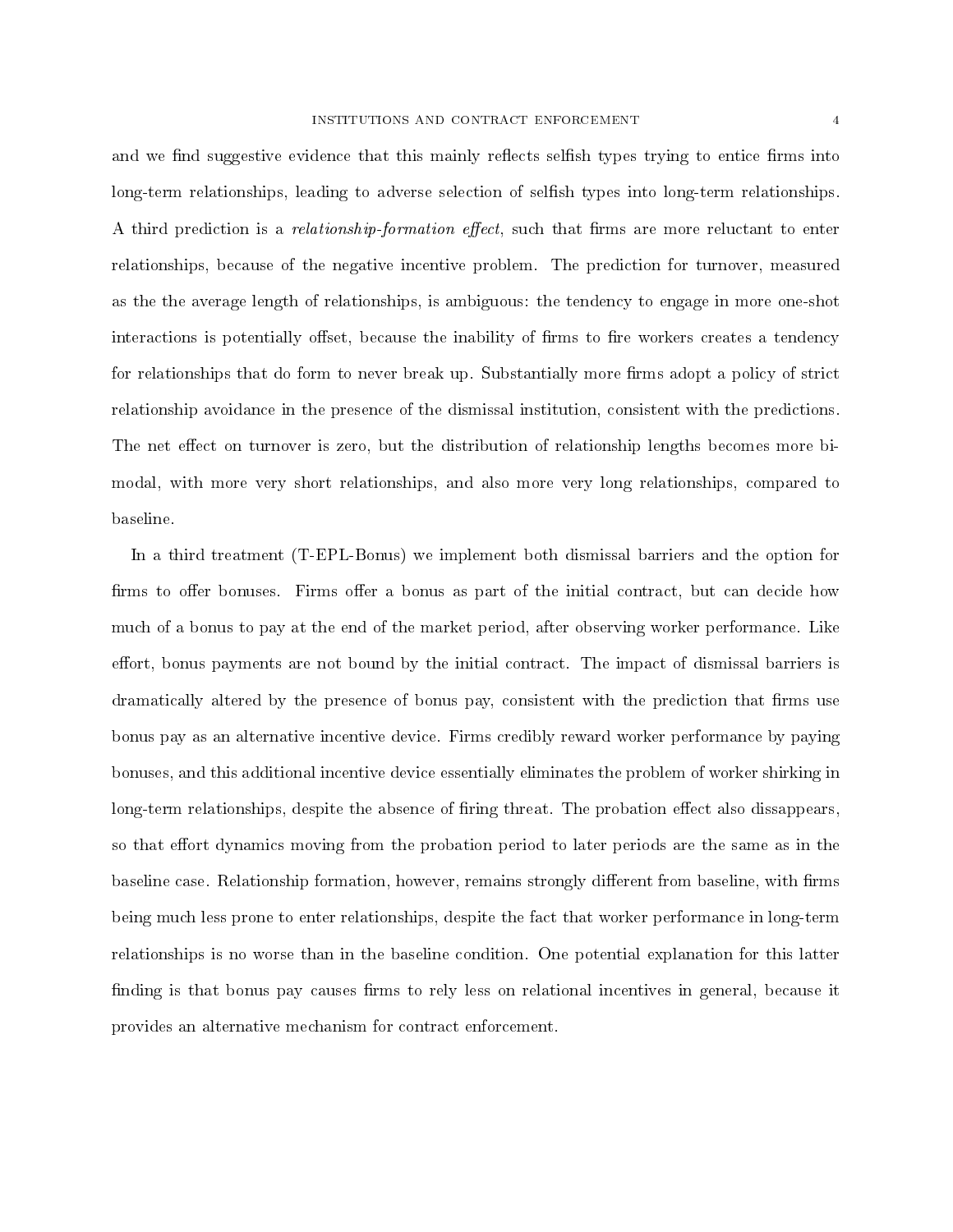and we find suggestive evidence that this mainly reflects selfish types trying to entice firms into long-term relationships, leading to adverse selection of selfish types into long-term relationships. A third prediction is a *relationship-formation effect*, such that firms are more reluctant to enter relationships, because of the negative incentive problem. The prediction for turnover, measured as the the average length of relationships, is ambiguous: the tendency to engage in more one-shot interactions is potentially offset, because the inability of firms to fire workers creates a tendency for relationships that do form to never break up. Substantially more firms adopt a policy of strict relationship avoidance in the presence of the dismissal institution, consistent with the predictions. The net effect on turnover is zero, but the distribution of relationship lengths becomes more bi-modal, with more very short relationships, and also more very long relationships, compared to baseline.

In a third treatment (T-EPL-Bonus) we implement both dismissal barriers and the option for firms to offer bonuses. Firms offer a bonus as part of the initial contract, but can decide how much of a bonus to pay at the end of the market period, after observing worker performance. Like effort, bonus payments are not bound by the initial contract. The impact of dismissal barriers is dramatically altered by the presence of bonus pay, consistent with the prediction that firms use bonus pay as an alternative incentive device. Firms credibly reward worker performance by paying bonuses, and this additional incentive device essentially eliminates the problem of worker shirking in long-term relationships, despite the absence of firing threat. The probation effect also dissappears, so that effort dynamics moving from the probation period to later periods are the same as in the baseline case. Relationship formation, however, remains strongly different from baseline, with firms being much less prone to enter relationships, despite the fact that worker performance in long-term relationships is no worse than in the baseline condition. One potential explanation for this latter finding is that bonus pay causes firms to rely less on relational incentives in general, because it provides an alternative mechanism for contract enforcement.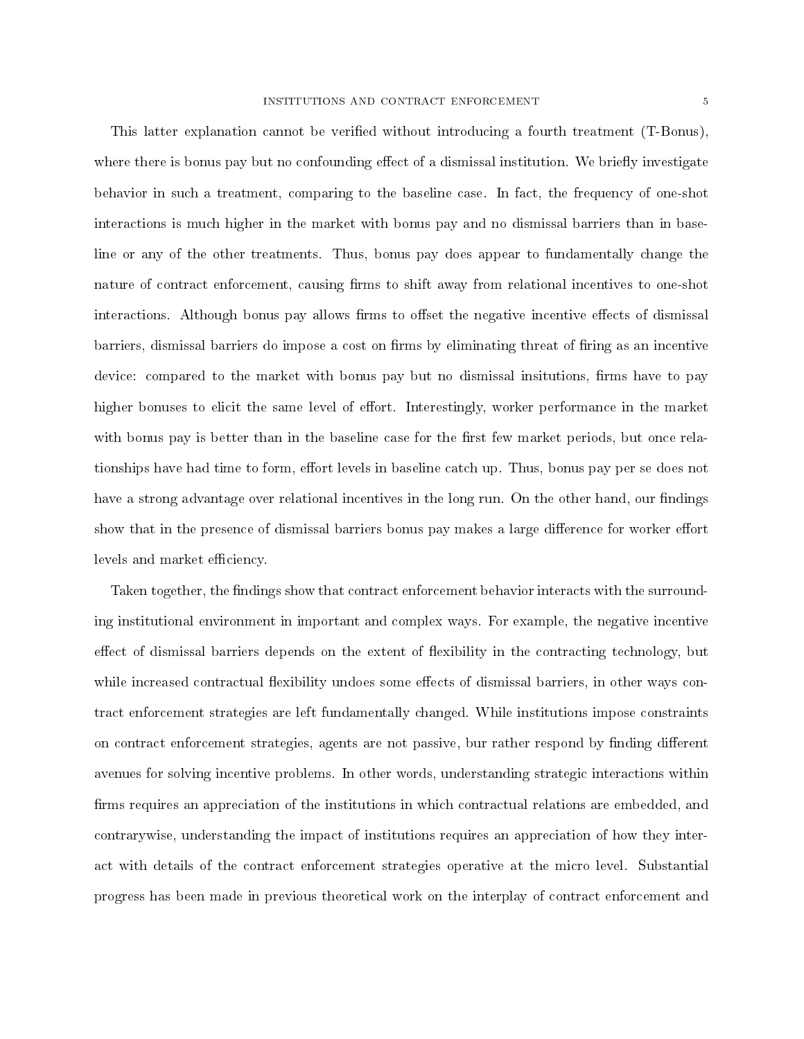This latter explanation cannot be verified without introducing a fourth treatment (T-Bonus), where there is bonus pay but no confounding effect of a dismissal institution. We briefly investigate behavior in such a treatment, comparing to the baseline case. In fact, the frequency of one-shot interactions is much higher in the market with bonus pay and no dismissal barriers than in baseline or any of the other treatments. Thus, bonus pay does appear to fundamentally change the nature of contract enforcement, causing firms to shift away from relational incentives to one-shot interactions. Although bonus pay allows firms to offset the negative incentive effects of dismissal barriers, dismissal barriers do impose a cost on firms by eliminating threat of firing as an incentive device: compared to the market with bonus pay but no dismissal insitutions, firms have to pay higher bonuses to elicit the same level of effort. Interestingly, worker performance in the market with bonus pay is better than in the baseline case for the first few market periods, but once relationships have had time to form, effort levels in baseline catch up. Thus, bonus pay per se does not have a strong advantage over relational incentives in the long run. On the other hand, our findings show that in the presence of dismissal barriers bonus pay makes a large difference for worker effort levels and market efficiency.

Taken together, the findings show that contract enforcement behavior interacts with the surrounding institutional environment in important and complex ways. For example, the negative incentive effect of dismissal barriers depends on the extent of flexibility in the contracting technology, but while increased contractual flexibility undoes some effects of dismissal barriers, in other ways contract enforcement strategies are left fundamentally changed. While institutions impose constraints on contract enforcement strategies, agents are not passive, bur rather respond by finding different avenues for solving incentive problems. In other words, understanding strategic interactions within firms requires an appreciation of the institutions in which contractual relations are embedded, and contrarywise, understanding the impact of institutions requires an appreciation of how they interact with details of the contract enforcement strategies operative at the micro level. Substantial progress has been made in previous theoretical work on the interplay of contract enforcement and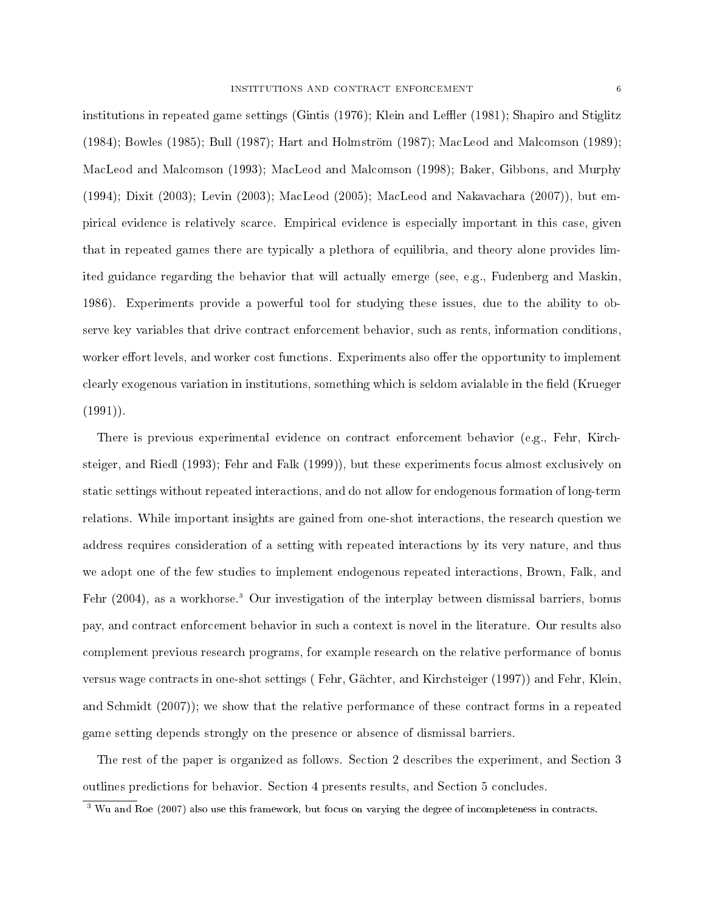institutions in repeated game settings (Gintis (1976); Klein and Leffler (1981); Shapiro and Stiglitz (1984); Bowles (1985); Bull (1987); Hart and Holmström (1987); MacLeod and Malcomson (1989); MacLeod and Malcomson (1993); MacLeod and Malcomson (1998); Baker, Gibbons, and Murphy (1994); Dixit (2003); Levin (2003); MacLeod (2005); MacLeod and Nakavachara (2007)), but empirical evidence is relatively scarce. Empirical evidence is especially important in this case, given that in repeated games there are typically a plethora of equilibria, and theory alone provides limited guidance regarding the behavior that will actually emerge (see, e.g., Fudenberg and Maskin, 1986). Experiments provide a powerful tool for studying these issues, due to the ability to observe key variables that drive contract enforcement behavior, such as rents, information conditions, worker effort levels, and worker cost functions. Experiments also offer the opportunity to implement clearly exogenous variation in institutions, something which is seldom avialable in the field (Krueger (1991)).

There is previous experimental evidence on contract enforcement behavior (e.g., Fehr, Kirchsteiger, and Riedl (1993); Fehr and Falk (1999)), but these experiments focus almost exclusively on static settings without repeated interactions, and do not allow for endogenous formation of long-term relations. While important insights are gained from one-shot interactions, the research question we address requires consideration of a setting with repeated interactions by its very nature, and thus we adopt one of the few studies to implement endogenous repeated interactions, Brown, Falk, and Fehr (2004), as a workhorse.[3] Our investigation of the interplay between dismissal barriers, bonus pay, and contract enforcement behavior in such a context is novel in the literature. Our results also complement previous research programs, for example research on the relative performance of bonus versus wage contracts in one-shot settings ( Fehr, Gächter, and Kirchsteiger (1997)) and Fehr, Klein, and Schmidt (2007)); we show that the relative performance of these contract forms in a repeated game setting depends strongly on the presence or absence of dismissal barriers.

The rest of the paper is organized as follows. Section 2 describes the experiment, and Section 3 outlines predictions for behavior. Section 4 presents results, and Section 5 concludes.

[3] Wu and Roe (2007) also use this framework, but focus on varying the degree of incompleteness in contracts.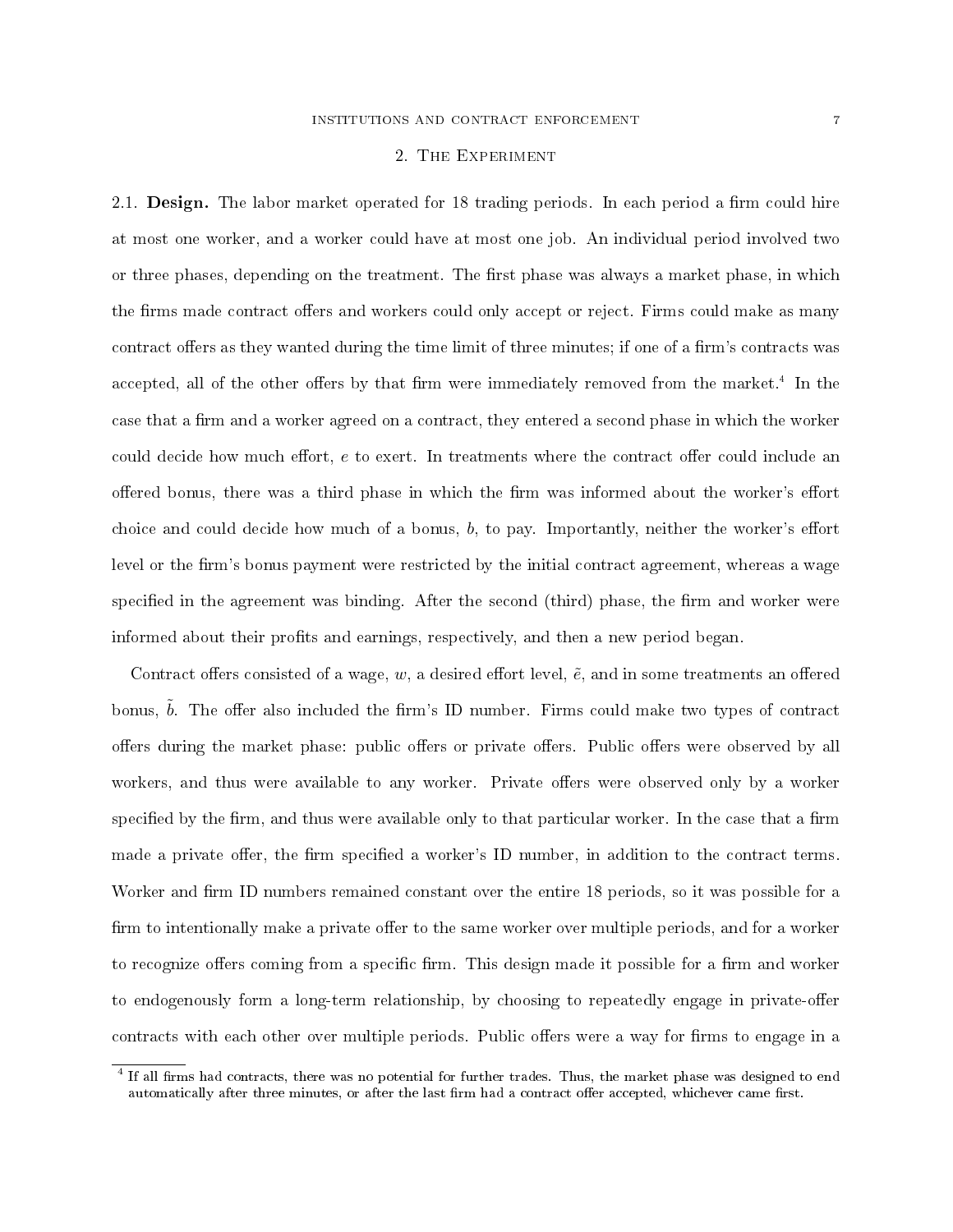## 2. The Experiment

2.1. **Design.** The labor market operated for 18 trading periods. In each period a firm could hire at most one worker, and a worker could have at most one job. An individual period involved two or three phases, depending on the treatment. The first phase was always a market phase, in which the firms made contract offers and workers could only accept or reject. Firms could make as many contract offers as they wanted during the time limit of three minutes; if one of a firm's contracts was accepted, all of the other offers by that firm were immediately removed from the market.[4] In the case that a firm and a worker agreed on a contract, they entered a second phase in which the worker could decide how much effort, $e$ to exert. In treatments where the contract offer could include an offered bonus, there was a third phase in which the firm was informed about the worker's effort choice and could decide how much of a bonus, $b$, to pay. Importantly, neither the worker's effort level or the firm's bonus payment were restricted by the initial contract agreement, whereas a wage specified in the agreement was binding. After the second (third) phase, the firm and worker were informed about their profits and earnings, respectively, and then a new period began.

Contract offers consisted of a wage, $w$, a desired effort level, $\tilde{e}$, and in some treatments an offered bonus, $\tilde{b}$. The offer also included the firm's ID number. Firms could make two types of contract offers during the market phase: public offers or private offers. Public offers were observed by all workers, and thus were available to any worker. Private offers were observed only by a worker specified by the firm, and thus were available only to that particular worker. In the case that a firm made a private offer, the firm specified a worker's ID number, in addition to the contract terms. Worker and firm ID numbers remained constant over the entire 18 periods, so it was possible for a firm to intentionally make a private offer to the same worker over multiple periods, and for a worker to recognize offers coming from a specific firm. This design made it possible for a firm and worker to endogenously form a long-term relationship, by choosing to repeatedly engage in private-offer contracts with each other over multiple periods. Public offers were a way for firms to engage in a

[4] If all firms had contracts, there was no potential for further trades. Thus, the market phase was designed to end automatically after three minutes, or after the last firm had a contract offer accepted, whichever came first.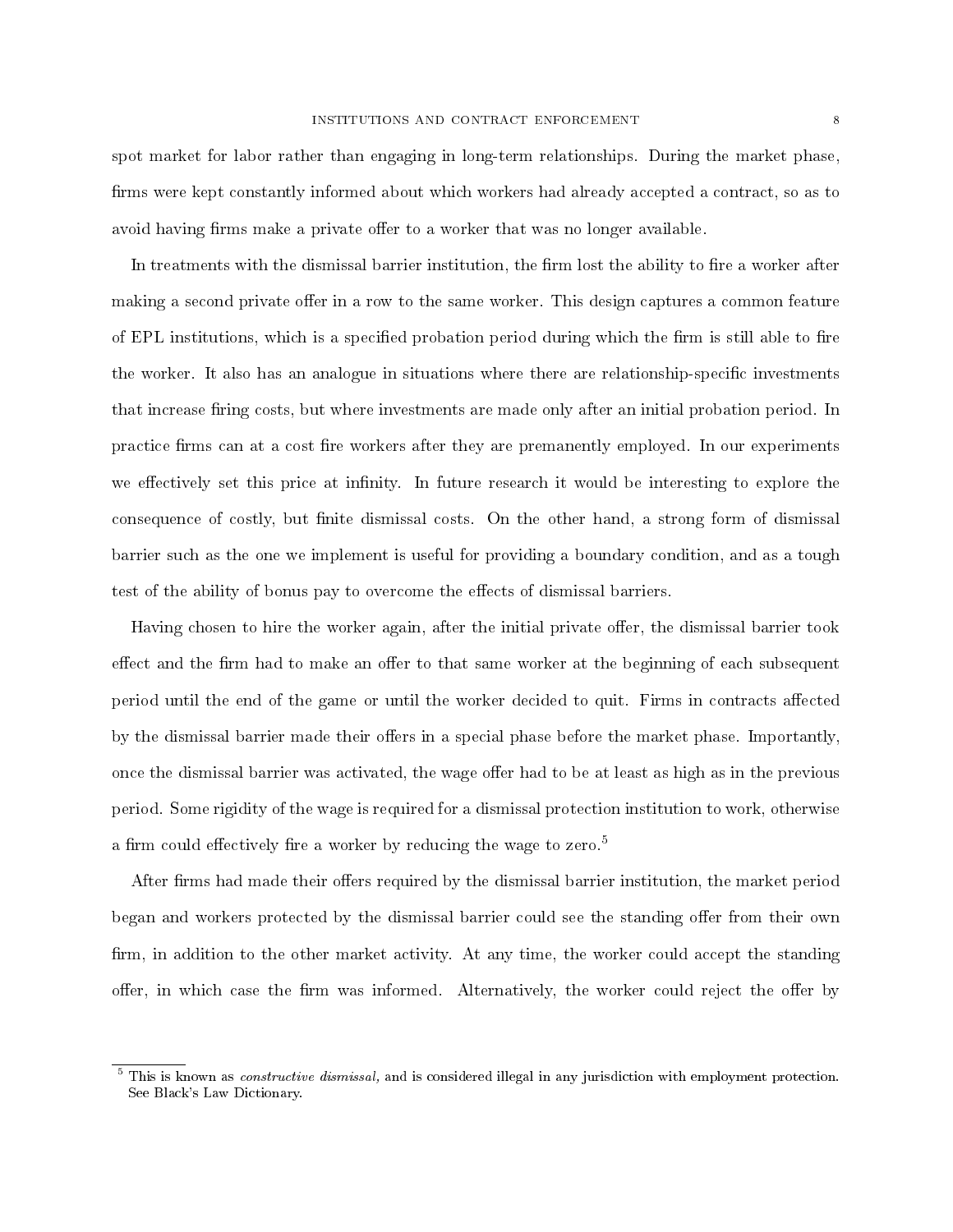spot market for labor rather than engaging in long-term relationships. During the market phase, firms were kept constantly informed about which workers had already accepted a contract, so as to avoid having firms make a private offer to a worker that was no longer available.

In treatments with the dismissal barrier institution, the firm lost the ability to fire a worker after making a second private offer in a row to the same worker. This design captures a common feature of EPL institutions, which is a specified probation period during which the firm is still able to fire the worker. It also has an analogue in situations where there are relationship-specific investments that increase firing costs, but where investments are made only after an initial probation period. In practice firms can at a cost fire workers after they are premanently employed. In our experiments we effectively set this price at infinity. In future research it would be interesting to explore the consequence of costly, but finite dismissal costs. On the other hand, a strong form of dismissal barrier such as the one we implement is useful for providing a boundary condition, and as a tough test of the ability of bonus pay to overcome the effects of dismissal barriers.

Having chosen to hire the worker again, after the initial private offer, the dismissal barrier took effect and the firm had to make an offer to that same worker at the beginning of each subsequent period until the end of the game or until the worker decided to quit. Firms in contracts affected by the dismissal barrier made their offers in a special phase before the market phase. Importantly, once the dismissal barrier was activated, the wage offer had to be at least as high as in the previous period. Some rigidity of the wage is required for a dismissal protection institution to work, otherwise a firm could effectively fire a worker by reducing the wage to zero.[5]

After firms had made their offers required by the dismissal barrier institution, the market period began and workers protected by the dismissal barrier could see the standing offer from their own firm, in addition to the other market activity. At any time, the worker could accept the standing offer, in which case the firm was informed. Alternatively, the worker could reject the offer by

---

[5] This is known as *constructive dismissal,* and is considered illegal in any jurisdiction with employment protection. See Black's Law Dictionary.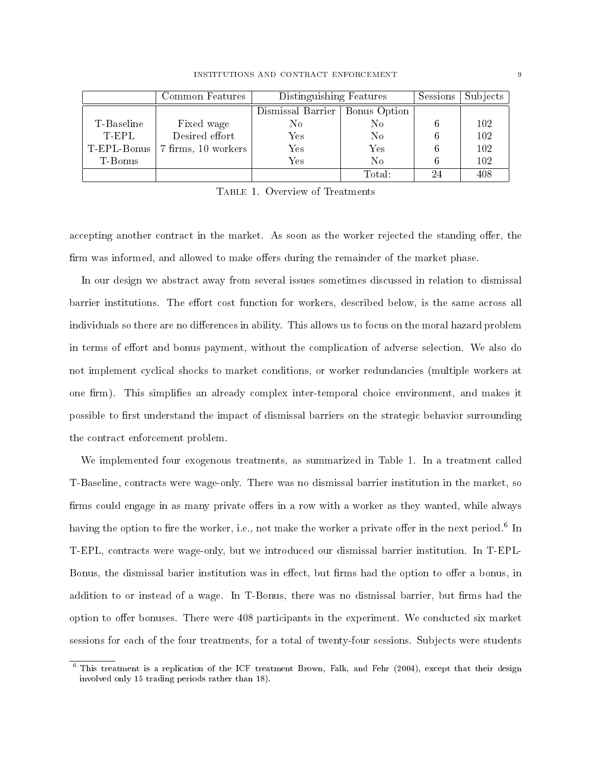| | Common Features | Distinguishing Features | | Sessions | Subjects |
|---|---|---|---|---|---|
| | | Dismissal Barrier | Bonus Option | | |
| T-Baseline | Fixed wage | No | No | 6 | 102 |
| T-EPL | Desired effort | Yes | No | 6 | 102 |
| T-EPL-Bonus | 7 firms, 10 workers | Yes | Yes | 6 | 102 |
| T-Bonus | | Yes | No | 6 | 102 |
| | | | Total: | 24 | 408 |

Table 1. Overview of Treatments

accepting another contract in the market. As soon as the worker rejected the standing offer, the firm was informed, and allowed to make offers during the remainder of the market phase.

In our design we abstract away from several issues sometimes discussed in relation to dismissal barrier institutions. The effort cost function for workers, described below, is the same across all individuals so there are no differences in ability. This allows us to focus on the moral hazard problem in terms of effort and bonus payment, without the complication of adverse selection. We also do not implement cyclical shocks to market conditions, or worker redundancies (multiple workers at one firm). This simplifies an already complex inter-temporal choice environment, and makes it possible to first understand the impact of dismissal barriers on the strategic behavior surrounding the contract enforcement problem.

We implemented four exogenous treatments, as summarized in Table 1. In a treatment called T-Baseline, contracts were wage-only. There was no dismissal barrier institution in the market, so firms could engage in as many private offers in a row with a worker as they wanted, while always having the option to fire the worker, i.e., not make the worker a private offer in the next period.[6] In T-EPL, contracts were wage-only, but we introduced our dismissal barrier institution. In T-EPL-Bonus, the dismissal barier institution was in effect, but firms had the option to offer a bonus, in addition to or instead of a wage. In T-Bonus, there was no dismissal barrier, but firms had the option to offer bonuses. There were 408 participants in the experiment. We conducted six market sessions for each of the four treatments, for a total of twenty-four sessions. Subjects were students

[6] This treatment is a replication of the ICF treatment Brown, Falk, and Fehr (2004), except that their design involved only 15 trading periods rather than 18).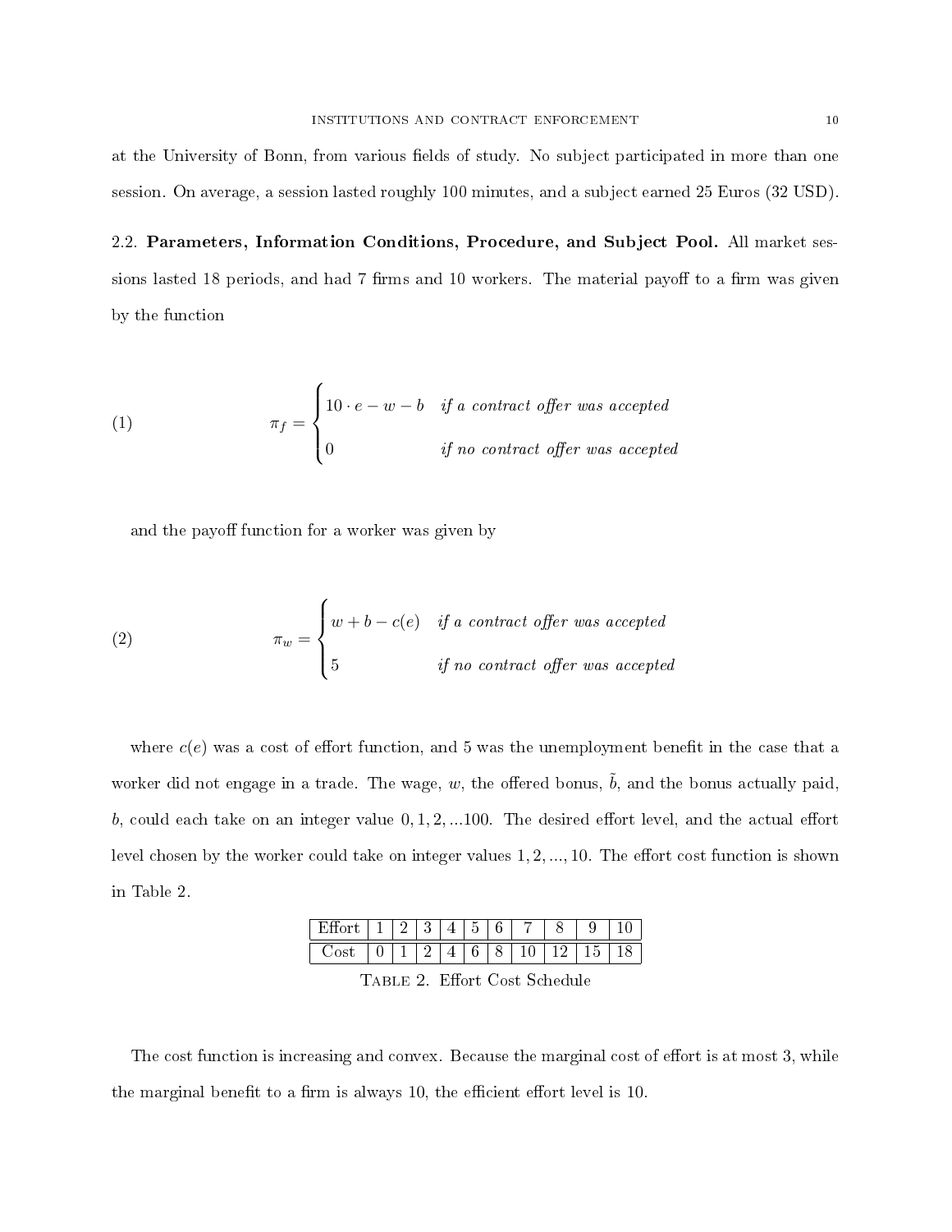at the University of Bonn, from various fields of study. No subject participated in more than one session. On average, a session lasted roughly 100 minutes, and a subject earned 25 Euros (32 USD).

**2.2. Parameters, Information Conditions, Procedure, and Subject Pool.** All market sessions lasted 18 periods, and had 7 firms and 10 workers. The material payoff to a firm was given by the function

$$\pi_f = \begin{cases} 10 \cdot e - w - b & \textit{if a contract offer was accepted} \\ 0 & \textit{if no contract offer was accepted} \end{cases} \tag{1}$$

and the payoff function for a worker was given by

$$\pi_w = \begin{cases} w + b - c(e) & \textit{if a contract offer was accepted} \\ 5 & \textit{if no contract offer was accepted} \end{cases} \tag{2}$$

where $c(e)$ was a cost of effort function, and 5 was the unemployment benefit in the case that a worker did not engage in a trade. The wage, $w$, the offered bonus, $\tilde{b}$, and the bonus actually paid, $b$, could each take on an integer value $0, 1, 2, ...100$. The desired effort level, and the actual effort level chosen by the worker could take on integer values $1, 2, ..., 10$. The effort cost function is shown in Table 2.

| Effort | 1 | 2 | 3 | 4 | 5 | 6 | 7 | 8 | 9 | 10 |
|---|---|---|---|---|---|---|---|---|---|---|
| Cost | 0 | 1 | 2 | 4 | 6 | 8 | 10 | 12 | 15 | 18 |

Table 2. Effort Cost Schedule

The cost function is increasing and convex. Because the marginal cost of effort is at most 3, while the marginal benefit to a firm is always 10, the efficient effort level is 10.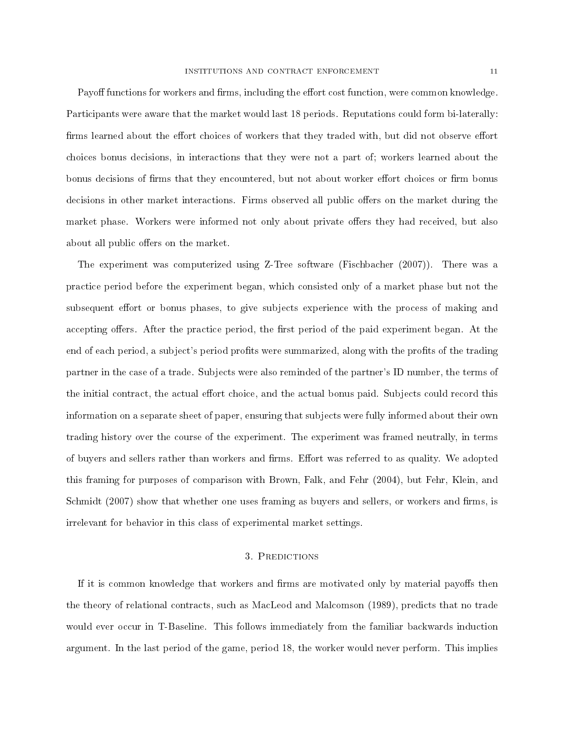Payoff functions for workers and firms, including the effort cost function, were common knowledge. Participants were aware that the market would last 18 periods. Reputations could form bi-laterally: firms learned about the effort choices of workers that they traded with, but did not observe effort choices bonus decisions, in interactions that they were not a part of; workers learned about the bonus decisions of firms that they encountered, but not about worker effort choices or firm bonus decisions in other market interactions. Firms observed all public offers on the market during the market phase. Workers were informed not only about private offers they had received, but also about all public offers on the market.

The experiment was computerized using Z-Tree software (Fischbacher (2007)). There was a practice period before the experiment began, which consisted only of a market phase but not the subsequent effort or bonus phases, to give subjects experience with the process of making and accepting offers. After the practice period, the first period of the paid experiment began. At the end of each period, a subject's period profits were summarized, along with the profits of the trading partner in the case of a trade. Subjects were also reminded of the partner's ID number, the terms of the initial contract, the actual effort choice, and the actual bonus paid. Subjects could record this information on a separate sheet of paper, ensuring that subjects were fully informed about their own trading history over the course of the experiment. The experiment was framed neutrally, in terms of buyers and sellers rather than workers and firms. Effort was referred to as quality. We adopted this framing for purposes of comparison with Brown, Falk, and Fehr (2004), but Fehr, Klein, and Schmidt (2007) show that whether one uses framing as buyers and sellers, or workers and firms, is irrelevant for behavior in this class of experimental market settings.

## 3. Predictions

If it is common knowledge that workers and firms are motivated only by material payoffs then the theory of relational contracts, such as MacLeod and Malcomson (1989), predicts that no trade would ever occur in T-Baseline. This follows immediately from the familiar backwards induction argument. In the last period of the game, period 18, the worker would never perform. This implies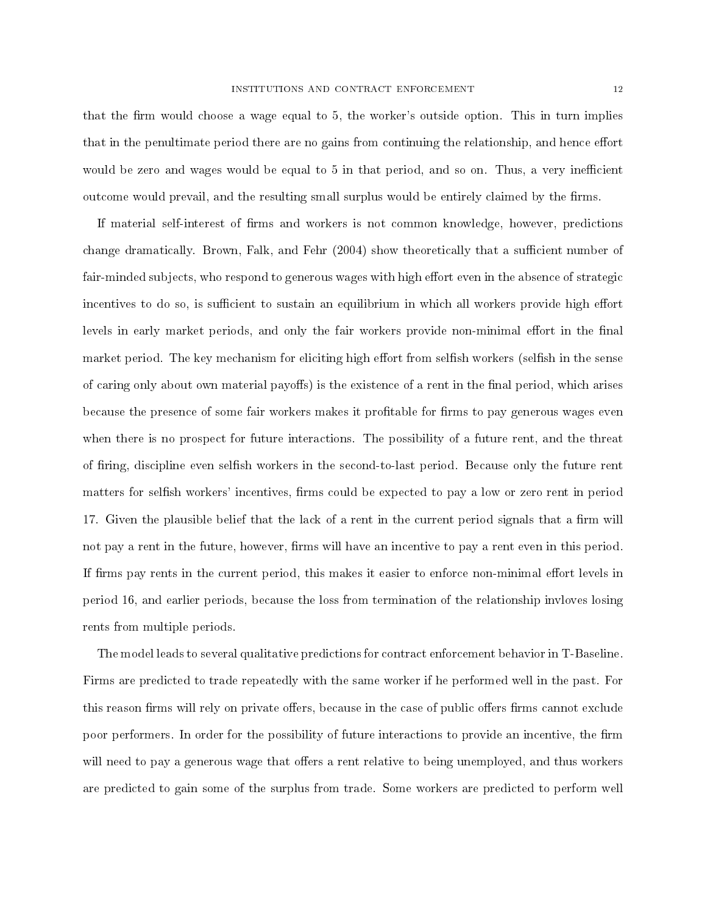that the firm would choose a wage equal to 5, the worker's outside option. This in turn implies that in the penultimate period there are no gains from continuing the relationship, and hence effort would be zero and wages would be equal to 5 in that period, and so on. Thus, a very inefficient outcome would prevail, and the resulting small surplus would be entirely claimed by the firms.

If material self-interest of firms and workers is not common knowledge, however, predictions change dramatically. Brown, Falk, and Fehr (2004) show theoretically that a sufficient number of fair-minded subjects, who respond to generous wages with high effort even in the absence of strategic incentives to do so, is sufficient to sustain an equilibrium in which all workers provide high effort levels in early market periods, and only the fair workers provide non-minimal effort in the final market period. The key mechanism for eliciting high effort from selfish workers (selfish in the sense of caring only about own material payoffs) is the existence of a rent in the final period, which arises because the presence of some fair workers makes it profitable for firms to pay generous wages even when there is no prospect for future interactions. The possibility of a future rent, and the threat of firing, discipline even selfish workers in the second-to-last period. Because only the future rent matters for selfish workers' incentives, firms could be expected to pay a low or zero rent in period 17. Given the plausible belief that the lack of a rent in the current period signals that a firm will not pay a rent in the future, however, firms will have an incentive to pay a rent even in this period. If firms pay rents in the current period, this makes it easier to enforce non-minimal effort levels in period 16, and earlier periods, because the loss from termination of the relationship invloves losing rents from multiple periods.

The model leads to several qualitative predictions for contract enforcement behavior in T-Baseline. Firms are predicted to trade repeatedly with the same worker if he performed well in the past. For this reason firms will rely on private offers, because in the case of public offers firms cannot exclude poor performers. In order for the possibility of future interactions to provide an incentive, the firm will need to pay a generous wage that offers a rent relative to being unemployed, and thus workers are predicted to gain some of the surplus from trade. Some workers are predicted to perform well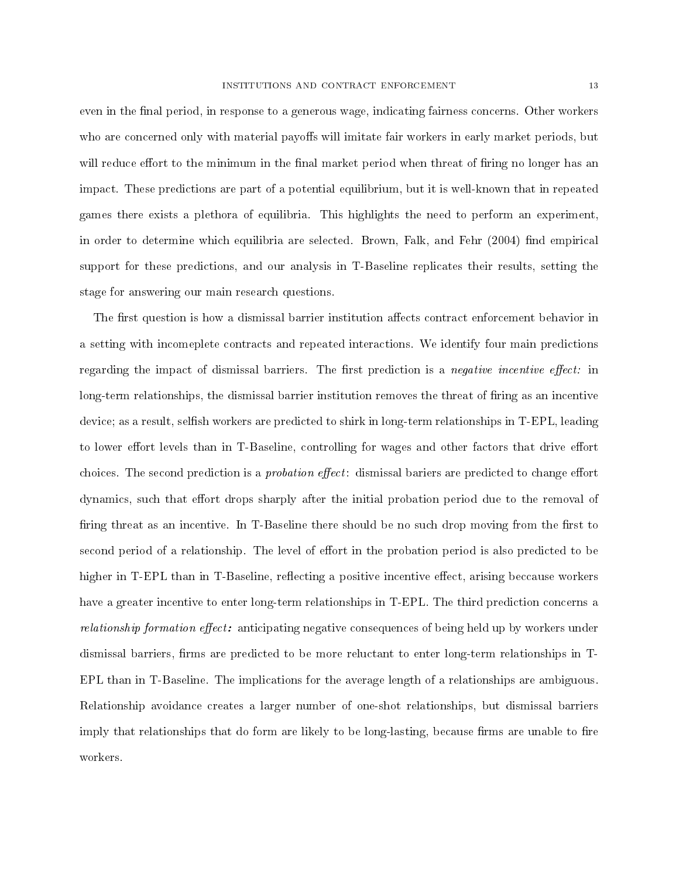even in the final period, in response to a generous wage, indicating fairness concerns. Other workers who are concerned only with material payoffs will imitate fair workers in early market periods, but will reduce effort to the minimum in the final market period when threat of firing no longer has an impact. These predictions are part of a potential equilibrium, but it is well-known that in repeated games there exists a plethora of equilibria. This highlights the need to perform an experiment, in order to determine which equilibria are selected. Brown, Falk, and Fehr (2004) find empirical support for these predictions, and our analysis in T-Baseline replicates their results, setting the stage for answering our main research questions.

The first question is how a dismissal barrier institution affects contract enforcement behavior in a setting with incomeplete contracts and repeated interactions. We identify four main predictions regarding the impact of dismissal barriers. The first prediction is a *negative incentive effect:* in long-term relationships, the dismissal barrier institution removes the threat of firing as an incentive device; as a result, selfish workers are predicted to shirk in long-term relationships in T-EPL, leading to lower effort levels than in T-Baseline, controlling for wages and other factors that drive effort choices. The second prediction is a *probation effect*: dismissal bariers are predicted to change effort dynamics, such that effort drops sharply after the initial probation period due to the removal of firing threat as an incentive. In T-Baseline there should be no such drop moving from the first to second period of a relationship. The level of effort in the probation period is also predicted to be higher in T-EPL than in T-Baseline, reflecting a positive incentive effect, arising beccause workers have a greater incentive to enter long-term relationships in T-EPL. The third prediction concerns a *relationship formation effect:* anticipating negative consequences of being held up by workers under dismissal barriers, firms are predicted to be more reluctant to enter long-term relationships in T-EPL than in T-Baseline. The implications for the average length of a relationships are ambiguous. Relationship avoidance creates a larger number of one-shot relationships, but dismissal barriers imply that relationships that do form are likely to be long-lasting, because firms are unable to fire workers.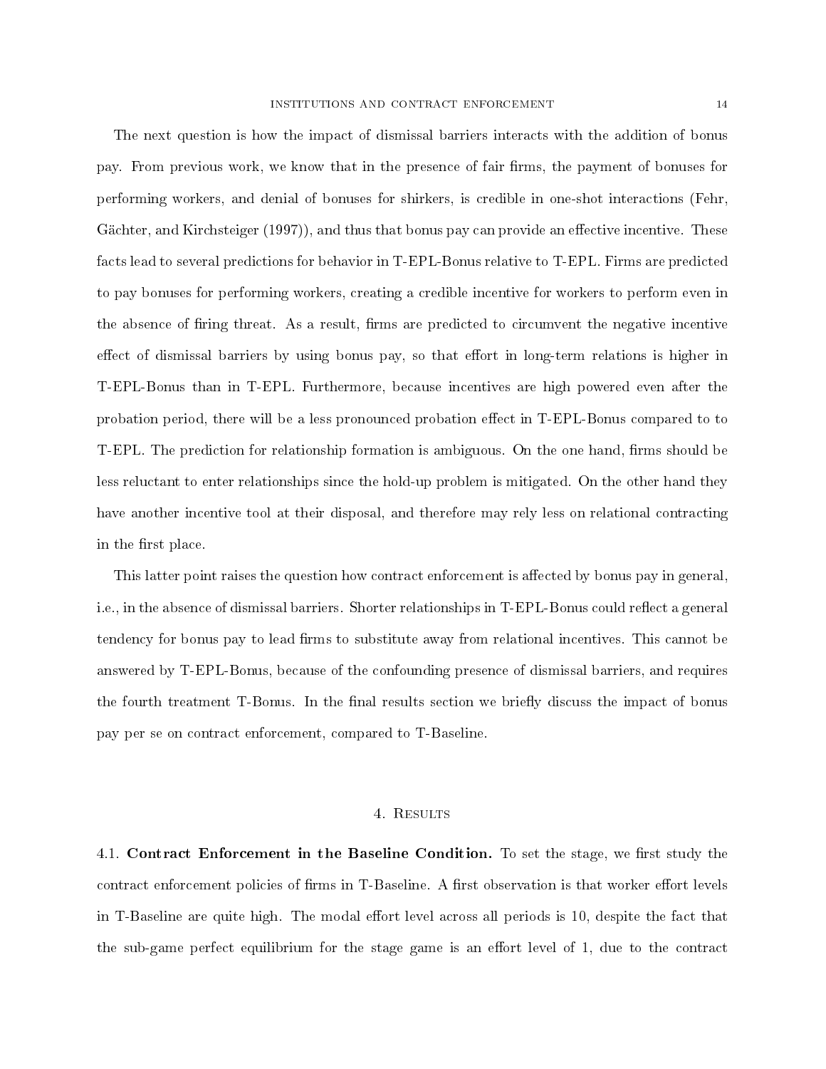The next question is how the impact of dismissal barriers interacts with the addition of bonus pay. From previous work, we know that in the presence of fair firms, the payment of bonuses for performing workers, and denial of bonuses for shirkers, is credible in one-shot interactions (Fehr, Gächter, and Kirchsteiger (1997)), and thus that bonus pay can provide an effective incentive. These facts lead to several predictions for behavior in T-EPL-Bonus relative to T-EPL. Firms are predicted to pay bonuses for performing workers, creating a credible incentive for workers to perform even in the absence of firing threat. As a result, firms are predicted to circumvent the negative incentive effect of dismissal barriers by using bonus pay, so that effort in long-term relations is higher in T-EPL-Bonus than in T-EPL. Furthermore, because incentives are high powered even after the probation period, there will be a less pronounced probation effect in T-EPL-Bonus compared to to T-EPL. The prediction for relationship formation is ambiguous. On the one hand, firms should be less reluctant to enter relationships since the hold-up problem is mitigated. On the other hand they have another incentive tool at their disposal, and therefore may rely less on relational contracting in the first place.

This latter point raises the question how contract enforcement is affected by bonus pay in general, i.e., in the absence of dismissal barriers. Shorter relationships in T-EPL-Bonus could reflect a general tendency for bonus pay to lead firms to substitute away from relational incentives. This cannot be answered by T-EPL-Bonus, because of the confounding presence of dismissal barriers, and requires the fourth treatment T-Bonus. In the final results section we briefly discuss the impact of bonus pay per se on contract enforcement, compared to T-Baseline.

## 4. Results

**4.1. Contract Enforcement in the Baseline Condition.** To set the stage, we first study the contract enforcement policies of firms in T-Baseline. A first observation is that worker effort levels in T-Baseline are quite high. The modal effort level across all periods is 10, despite the fact that the sub-game perfect equilibrium for the stage game is an effort level of 1, due to the contract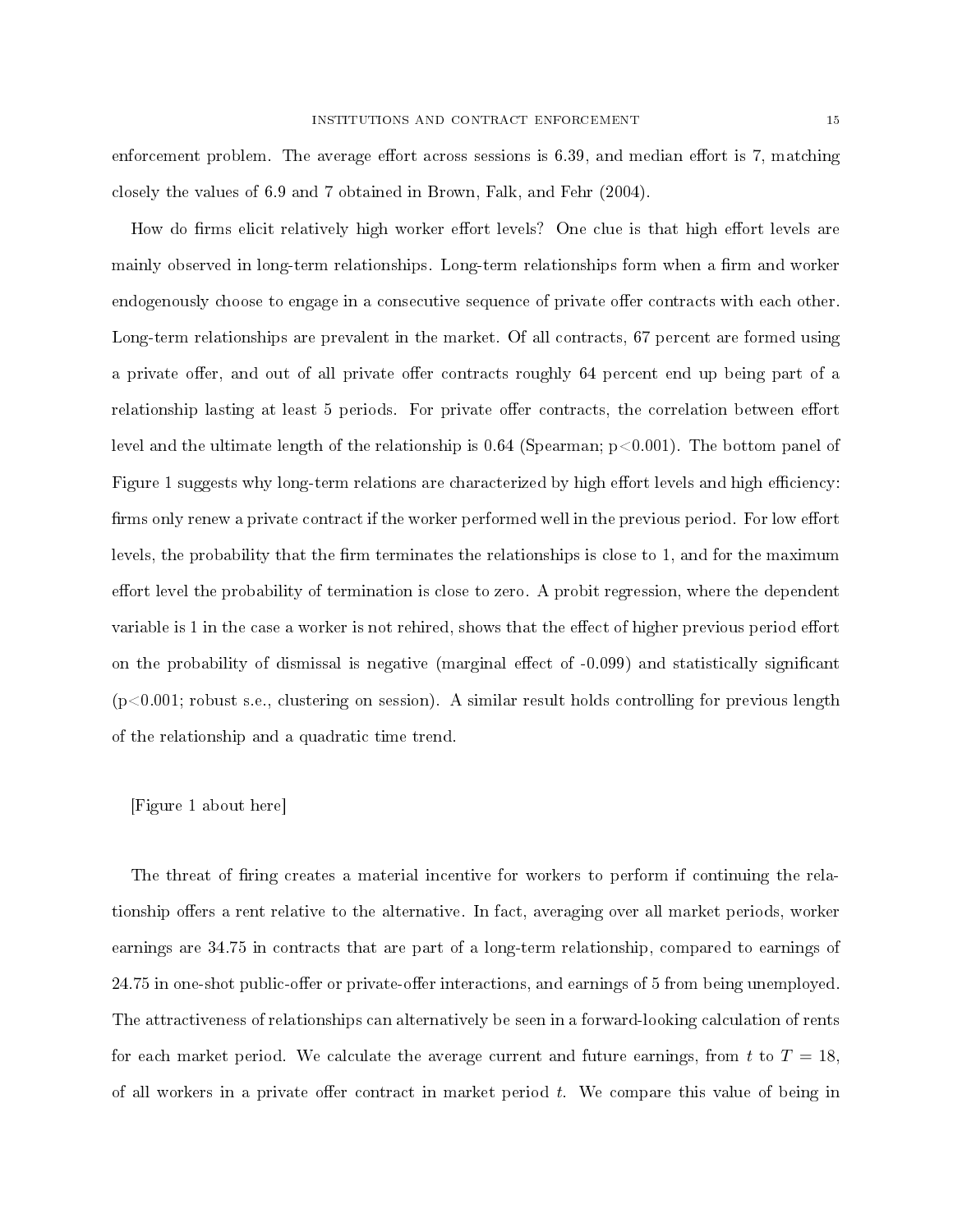enforcement problem. The average effort across sessions is 6.39, and median effort is 7, matching closely the values of 6.9 and 7 obtained in Brown, Falk, and Fehr (2004).

How do firms elicit relatively high worker effort levels? One clue is that high effort levels are mainly observed in long-term relationships. Long-term relationships form when a firm and worker endogenously choose to engage in a consecutive sequence of private offer contracts with each other. Long-term relationships are prevalent in the market. Of all contracts, 67 percent are formed using a private offer, and out of all private offer contracts roughly 64 percent end up being part of a relationship lasting at least 5 periods. For private offer contracts, the correlation between effort level and the ultimate length of the relationship is 0.64 (Spearman; $p<0.001$). The bottom panel of Figure 1 suggests why long-term relations are characterized by high effort levels and high efficiency: firms only renew a private contract if the worker performed well in the previous period. For low effort levels, the probability that the firm terminates the relationships is close to 1, and for the maximum effort level the probability of termination is close to zero. A probit regression, where the dependent variable is 1 in the case a worker is not rehired, shows that the effect of higher previous period effort on the probability of dismissal is negative (marginal effect of -0.099) and statistically significant ($p<0.001$; robust s.e., clustering on session). A similar result holds controlling for previous length of the relationship and a quadratic time trend.

[Figure 1 about here]

The threat of firing creates a material incentive for workers to perform if continuing the relationship offers a rent relative to the alternative. In fact, averaging over all market periods, worker earnings are 34.75 in contracts that are part of a long-term relationship, compared to earnings of 24.75 in one-shot public-offer or private-offer interactions, and earnings of 5 from being unemployed. The attractiveness of relationships can alternatively be seen in a forward-looking calculation of rents for each market period. We calculate the average current and future earnings, from $t$ to $T = 18$, of all workers in a private offer contract in market period $t$. We compare this value of being in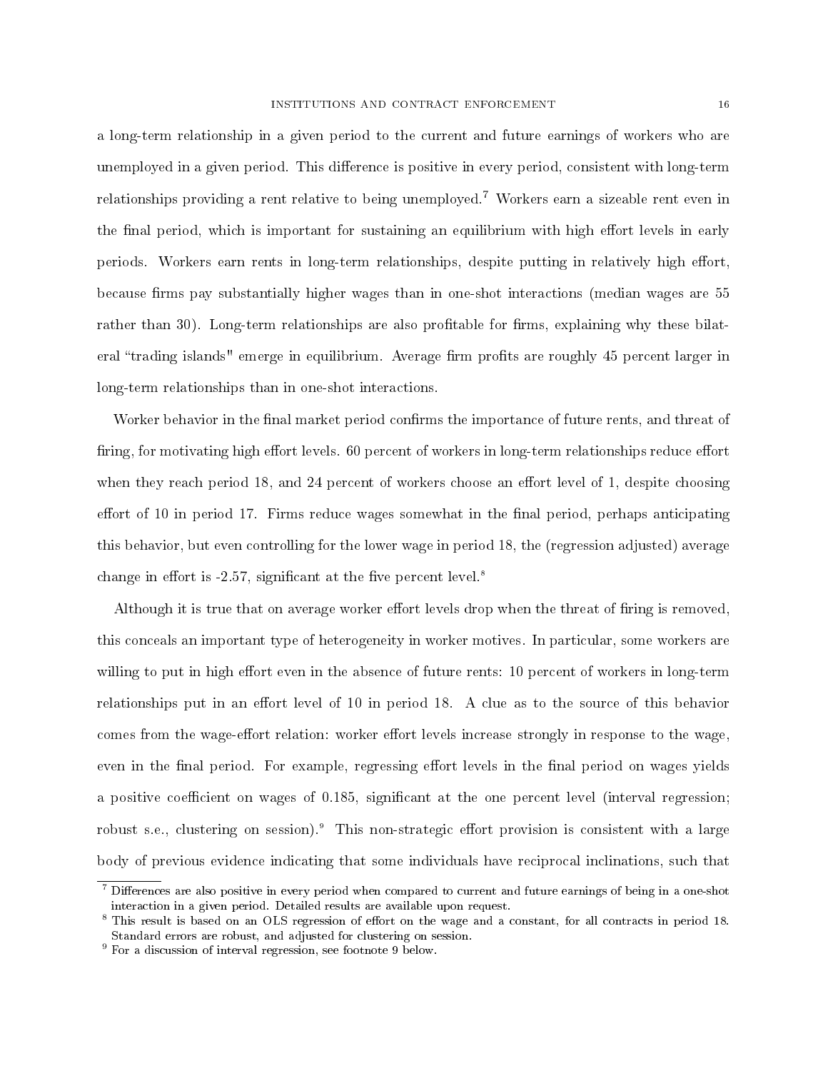a long-term relationship in a given period to the current and future earnings of workers who are unemployed in a given period. This difference is positive in every period, consistent with long-term relationships providing a rent relative to being unemployed.[7] Workers earn a sizeable rent even in the final period, which is important for sustaining an equilibrium with high effort levels in early periods. Workers earn rents in long-term relationships, despite putting in relatively high effort, because firms pay substantially higher wages than in one-shot interactions (median wages are 55 rather than 30). Long-term relationships are also profitable for firms, explaining why these bilateral "trading islands" emerge in equilibrium. Average firm profits are roughly 45 percent larger in long-term relationships than in one-shot interactions.

Worker behavior in the final market period confirms the importance of future rents, and threat of firing, for motivating high effort levels. 60 percent of workers in long-term relationships reduce effort when they reach period 18, and 24 percent of workers choose an effort level of 1, despite choosing effort of 10 in period 17. Firms reduce wages somewhat in the final period, perhaps anticipating this behavior, but even controlling for the lower wage in period 18, the (regression adjusted) average change in effort is -2.57, significant at the five percent level.[8]

Although it is true that on average worker effort levels drop when the threat of firing is removed, this conceals an important type of heterogeneity in worker motives. In particular, some workers are willing to put in high effort even in the absence of future rents: 10 percent of workers in long-term relationships put in an effort level of 10 in period 18. A clue as to the source of this behavior comes from the wage-effort relation: worker effort levels increase strongly in response to the wage, even in the final period. For example, regressing effort levels in the final period on wages yields a positive coefficient on wages of 0.185, significant at the one percent level (interval regression; robust s.e., clustering on session).[9] This non-strategic effort provision is consistent with a large body of previous evidence indicating that some individuals have reciprocal inclinations, such that

---

[7] Differences are also positive in every period when compared to current and future earnings of being in a one-shot interaction in a given period. Detailed results are available upon request.

[8] This result is based on an OLS regression of effort on the wage and a constant, for all contracts in period 18. Standard errors are robust, and adjusted for clustering on session.

[9] For a discussion of interval regression, see footnote 9 below.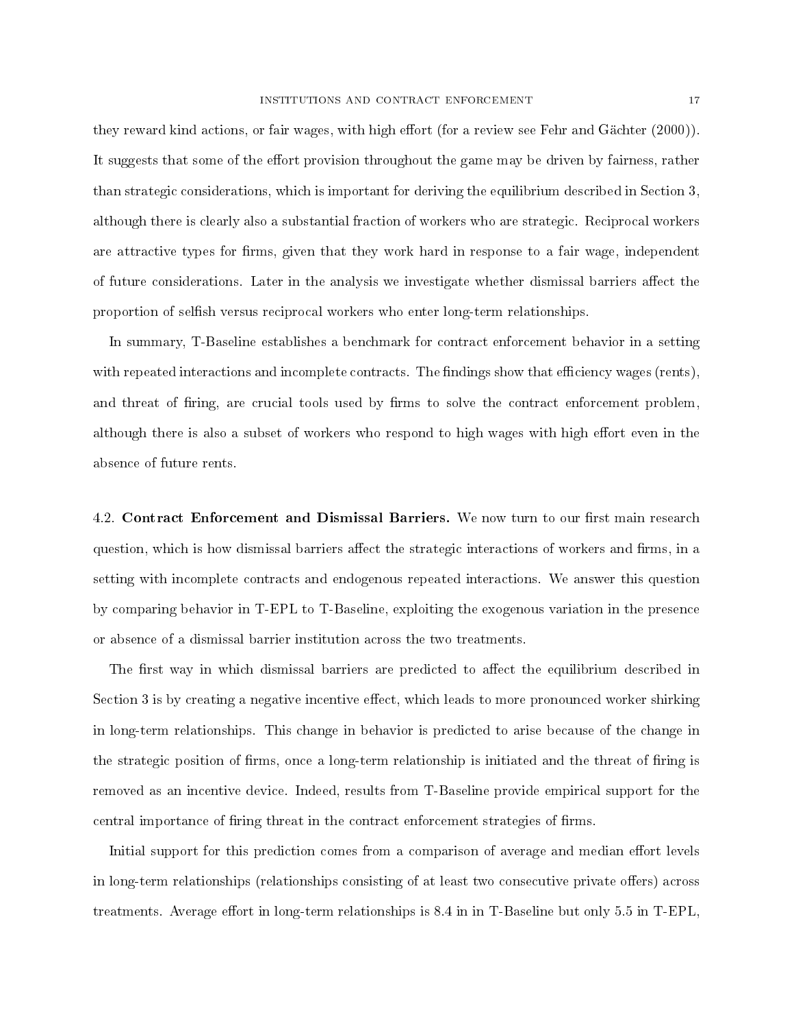they reward kind actions, or fair wages, with high effort (for a review see Fehr and Gächter (2000)). It suggests that some of the effort provision throughout the game may be driven by fairness, rather than strategic considerations, which is important for deriving the equilibrium described in Section 3, although there is clearly also a substantial fraction of workers who are strategic. Reciprocal workers are attractive types for firms, given that they work hard in response to a fair wage, independent of future considerations. Later in the analysis we investigate whether dismissal barriers affect the proportion of selfish versus reciprocal workers who enter long-term relationships.

In summary, T-Baseline establishes a benchmark for contract enforcement behavior in a setting with repeated interactions and incomplete contracts. The findings show that efficiency wages (rents), and threat of firing, are crucial tools used by firms to solve the contract enforcement problem, although there is also a subset of workers who respond to high wages with high effort even in the absence of future rents.

4.2. **Contract Enforcement and Dismissal Barriers.** We now turn to our first main research question, which is how dismissal barriers affect the strategic interactions of workers and firms, in a setting with incomplete contracts and endogenous repeated interactions. We answer this question by comparing behavior in T-EPL to T-Baseline, exploiting the exogenous variation in the presence or absence of a dismissal barrier institution across the two treatments.

The first way in which dismissal barriers are predicted to affect the equilibrium described in Section 3 is by creating a negative incentive effect, which leads to more pronounced worker shirking in long-term relationships. This change in behavior is predicted to arise because of the change in the strategic position of firms, once a long-term relationship is initiated and the threat of firing is removed as an incentive device. Indeed, results from T-Baseline provide empirical support for the central importance of firing threat in the contract enforcement strategies of firms.

Initial support for this prediction comes from a comparison of average and median effort levels in long-term relationships (relationships consisting of at least two consecutive private offers) across treatments. Average effort in long-term relationships is 8.4 in in T-Baseline but only 5.5 in T-EPL,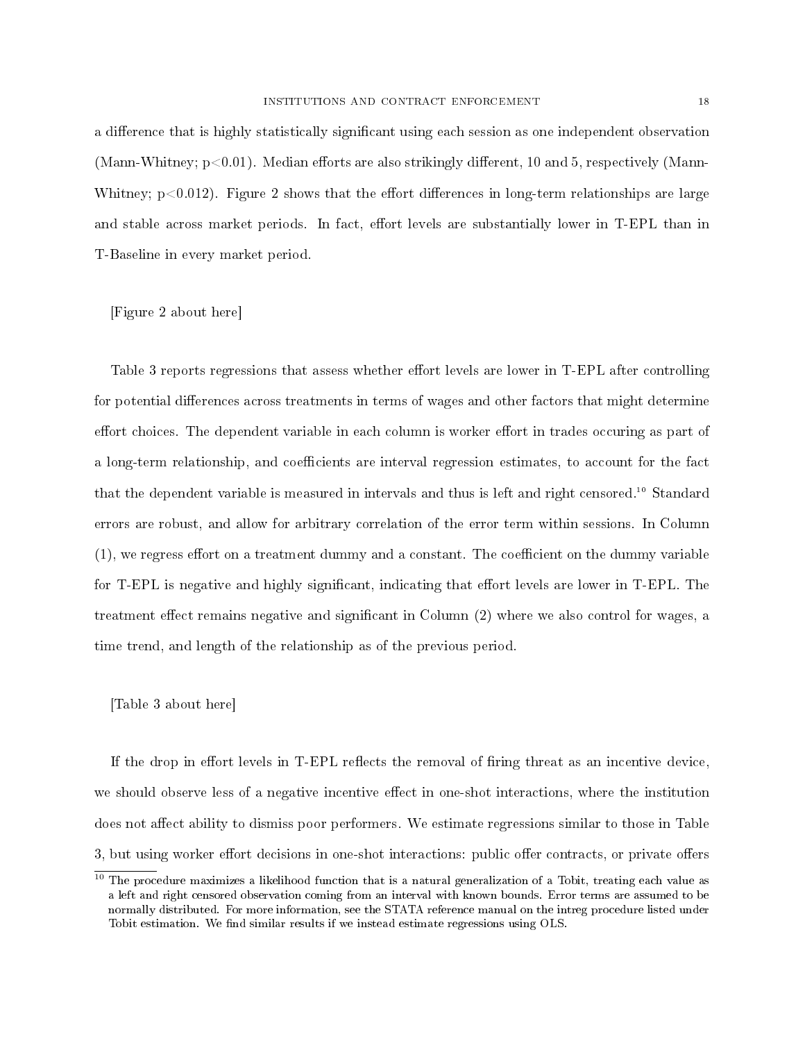a difference that is highly statistically significant using each session as one independent observation (Mann-Whitney; $p<0.01$). Median efforts are also strikingly different, 10 and 5, respectively (Mann-Whitney; $p<0.012$). Figure 2 shows that the effort differences in long-term relationships are large and stable across market periods. In fact, effort levels are substantially lower in T-EPL than in T-Baseline in every market period.

[Figure 2 about here]

Table 3 reports regressions that assess whether effort levels are lower in T-EPL after controlling for potential differences across treatments in terms of wages and other factors that might determine effort choices. The dependent variable in each column is worker effort in trades occuring as part of a long-term relationship, and coefficients are interval regression estimates, to account for the fact that the dependent variable is measured in intervals and thus is left and right censored.[10] Standard errors are robust, and allow for arbitrary correlation of the error term within sessions. In Column (1), we regress effort on a treatment dummy and a constant. The coefficient on the dummy variable for T-EPL is negative and highly significant, indicating that effort levels are lower in T-EPL. The treatment effect remains negative and significant in Column (2) where we also control for wages, a time trend, and length of the relationship as of the previous period.

[Table 3 about here]

If the drop in effort levels in T-EPL reflects the removal of firing threat as an incentive device, we should observe less of a negative incentive effect in one-shot interactions, where the institution does not affect ability to dismiss poor performers. We estimate regressions similar to those in Table 3, but using worker effort decisions in one-shot interactions: public offer contracts, or private offers

[10] The procedure maximizes a likelihood function that is a natural generalization of a Tobit, treating each value as a left and right censored observation coming from an interval with known bounds. Error terms are assumed to be normally distributed. For more information, see the STATA reference manual on the intreg procedure listed under Tobit estimation. We find similar results if we instead estimate regressions using OLS.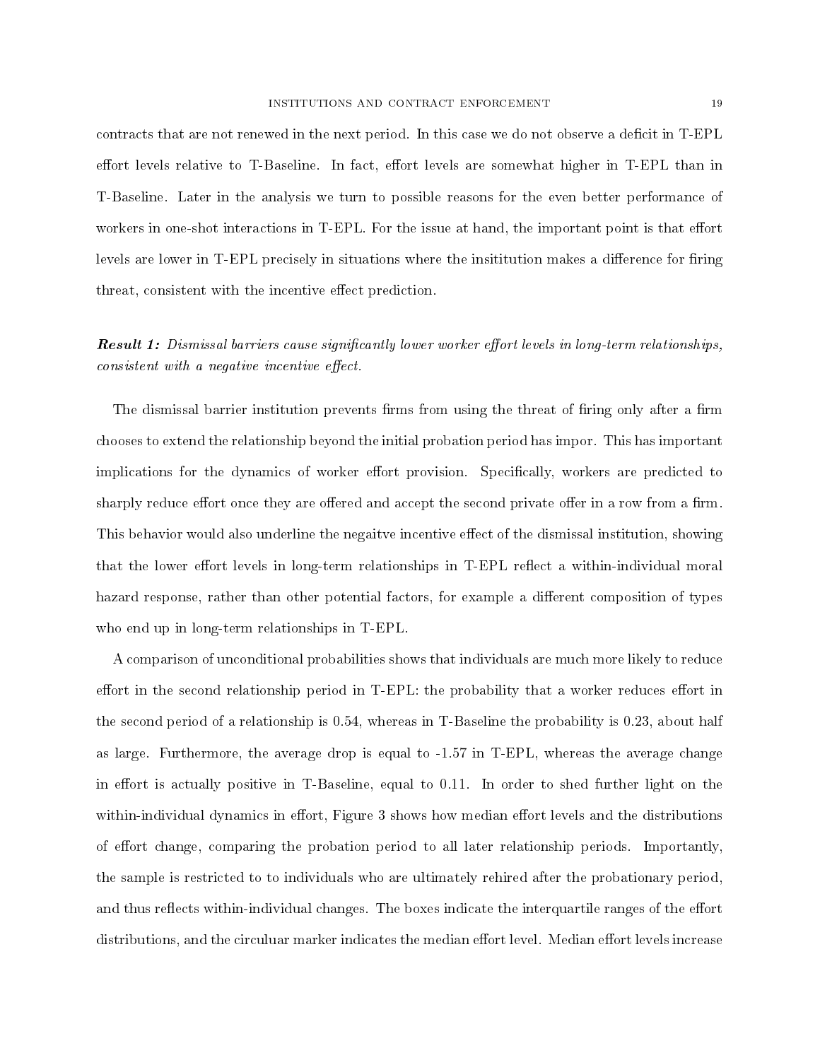contracts that are not renewed in the next period. In this case we do not observe a deficit in T-EPL effort levels relative to T-Baseline. In fact, effort levels are somewhat higher in T-EPL than in T-Baseline. Later in the analysis we turn to possible reasons for the even better performance of workers in one-shot interactions in T-EPL. For the issue at hand, the important point is that effort levels are lower in T-EPL precisely in situations where the insititution makes a difference for firing threat, consistent with the incentive effect prediction.

***Result 1:*** *Dismissal barriers cause significantly lower worker effort levels in long-term relationships, consistent with a negative incentive effect.*

The dismissal barrier institution prevents firms from using the threat of firing only after a firm chooses to extend the relationship beyond the initial probation period has impor. This has important implications for the dynamics of worker effort provision. Specifically, workers are predicted to sharply reduce effort once they are offered and accept the second private offer in a row from a firm. This behavior would also underline the negaitve incentive effect of the dismissal institution, showing that the lower effort levels in long-term relationships in T-EPL reflect a within-individual moral hazard response, rather than other potential factors, for example a different composition of types who end up in long-term relationships in T-EPL.

A comparison of unconditional probabilities shows that individuals are much more likely to reduce effort in the second relationship period in T-EPL: the probability that a worker reduces effort in the second period of a relationship is 0.54, whereas in T-Baseline the probability is 0.23, about half as large. Furthermore, the average drop is equal to -1.57 in T-EPL, whereas the average change in effort is actually positive in T-Baseline, equal to 0.11. In order to shed further light on the within-individual dynamics in effort, Figure 3 shows how median effort levels and the distributions of effort change, comparing the probation period to all later relationship periods. Importantly, the sample is restricted to to individuals who are ultimately rehired after the probationary period, and thus reflects within-individual changes. The boxes indicate the interquartile ranges of the effort distributions, and the circuluar marker indicates the median effort level. Median effort levels increase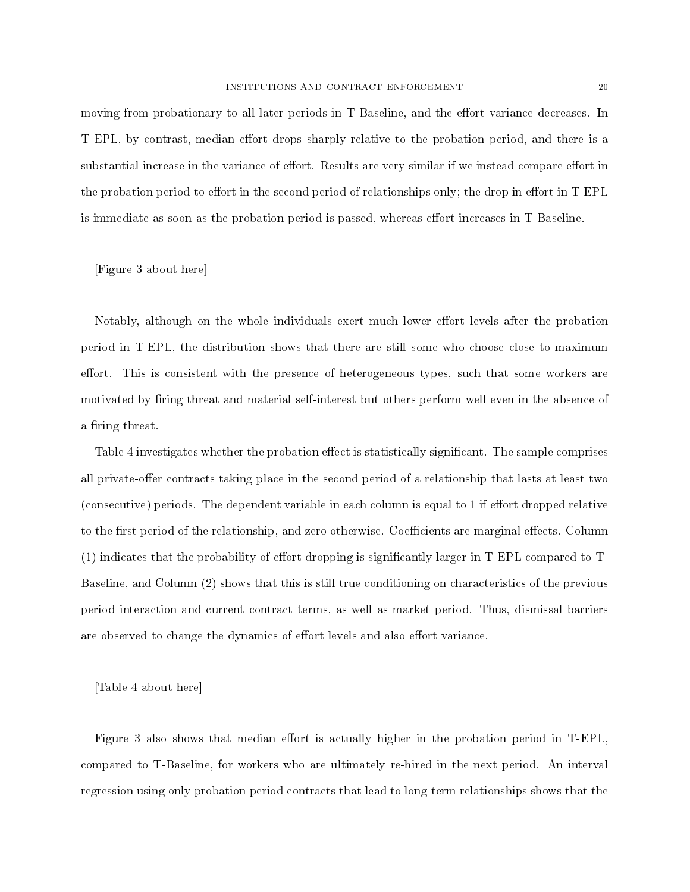moving from probationary to all later periods in T-Baseline, and the effort variance decreases. In T-EPL, by contrast, median effort drops sharply relative to the probation period, and there is a substantial increase in the variance of effort. Results are very similar if we instead compare effort in the probation period to effort in the second period of relationships only; the drop in effort in T-EPL is immediate as soon as the probation period is passed, whereas effort increases in T-Baseline.

[Figure 3 about here]

Notably, although on the whole individuals exert much lower effort levels after the probation period in T-EPL, the distribution shows that there are still some who choose close to maximum effort. This is consistent with the presence of heterogeneous types, such that some workers are motivated by firing threat and material self-interest but others perform well even in the absence of a firing threat.

Table 4 investigates whether the probation effect is statistically significant. The sample comprises all private-offer contracts taking place in the second period of a relationship that lasts at least two (consecutive) periods. The dependent variable in each column is equal to 1 if effort dropped relative to the first period of the relationship, and zero otherwise. Coefficients are marginal effects. Column (1) indicates that the probability of effort dropping is significantly larger in T-EPL compared to T-Baseline, and Column (2) shows that this is still true conditioning on characteristics of the previous period interaction and current contract terms, as well as market period. Thus, dismissal barriers are observed to change the dynamics of effort levels and also effort variance.

[Table 4 about here]

Figure 3 also shows that median effort is actually higher in the probation period in T-EPL, compared to T-Baseline, for workers who are ultimately re-hired in the next period. An interval regression using only probation period contracts that lead to long-term relationships shows that the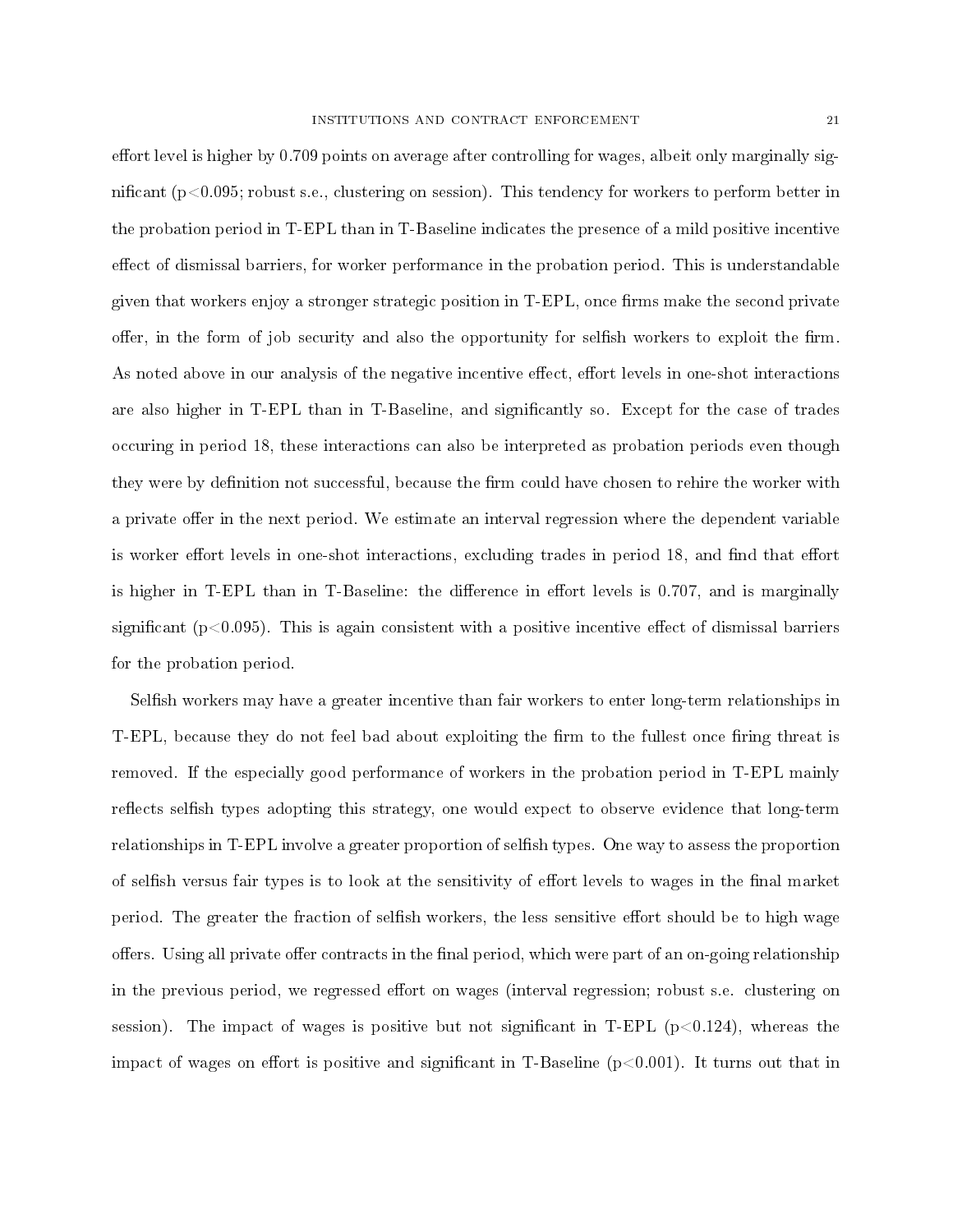effort level is higher by 0.709 points on average after controlling for wages, albeit only marginally significant ($p<0.095$; robust s.e., clustering on session). This tendency for workers to perform better in the probation period in T-EPL than in T-Baseline indicates the presence of a mild positive incentive effect of dismissal barriers, for worker performance in the probation period. This is understandable given that workers enjoy a stronger strategic position in T-EPL, once firms make the second private offer, in the form of job security and also the opportunity for selfish workers to exploit the firm. As noted above in our analysis of the negative incentive effect, effort levels in one-shot interactions are also higher in T-EPL than in T-Baseline, and significantly so. Except for the case of trades occuring in period 18, these interactions can also be interpreted as probation periods even though they were by definition not successful, because the firm could have chosen to rehire the worker with a private offer in the next period. We estimate an interval regression where the dependent variable is worker effort levels in one-shot interactions, excluding trades in period 18, and find that effort is higher in T-EPL than in T-Baseline: the difference in effort levels is 0.707, and is marginally significant ($p<0.095$). This is again consistent with a positive incentive effect of dismissal barriers for the probation period.

Selfish workers may have a greater incentive than fair workers to enter long-term relationships in T-EPL, because they do not feel bad about exploiting the firm to the fullest once firing threat is removed. If the especially good performance of workers in the probation period in T-EPL mainly reflects selfish types adopting this strategy, one would expect to observe evidence that long-term relationships in T-EPL involve a greater proportion of selfish types. One way to assess the proportion of selfish versus fair types is to look at the sensitivity of effort levels to wages in the final market period. The greater the fraction of selfish workers, the less sensitive effort should be to high wage offers. Using all private offer contracts in the final period, which were part of an on-going relationship in the previous period, we regressed effort on wages (interval regression; robust s.e. clustering on session). The impact of wages is positive but not significant in T-EPL ($p<0.124$), whereas the impact of wages on effort is positive and significant in T-Baseline ($p<0.001$). It turns out that in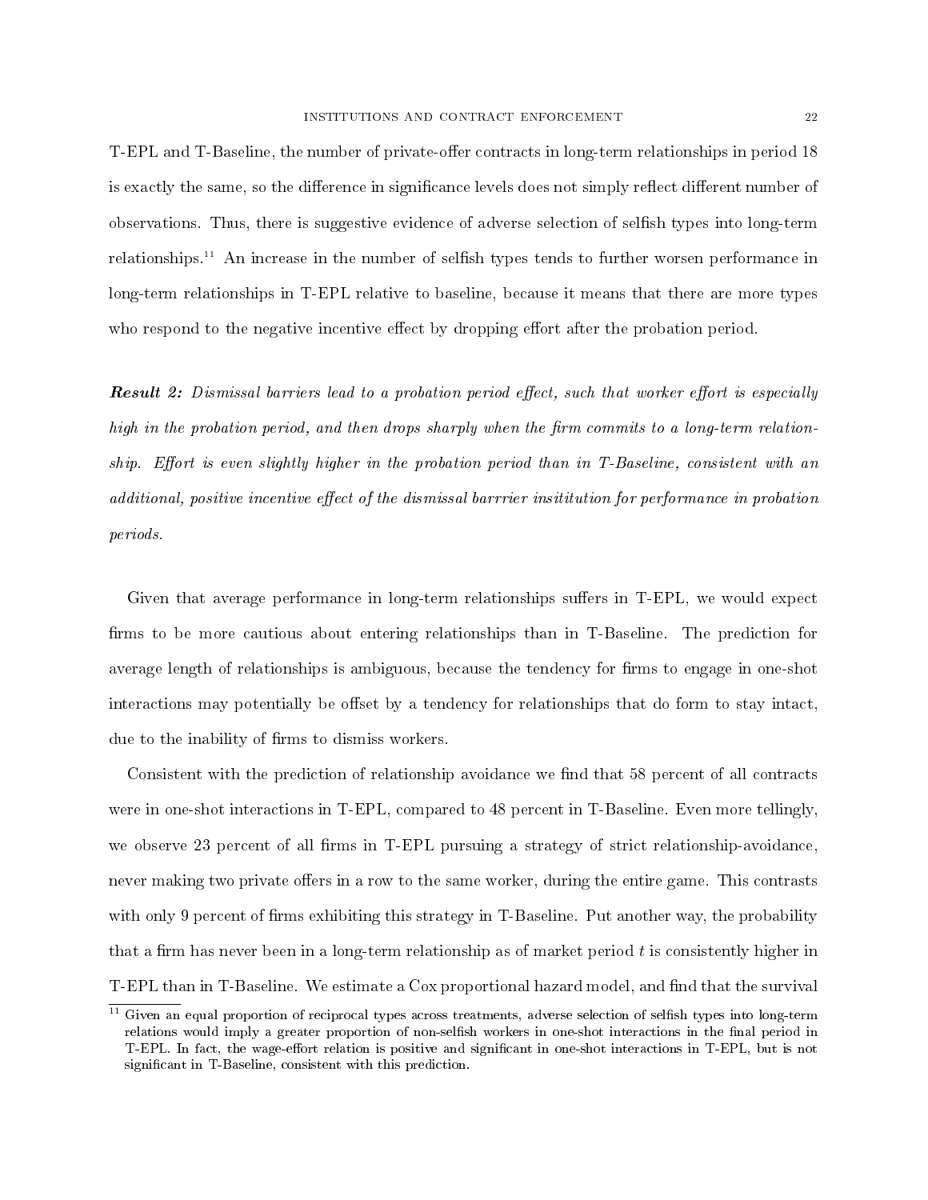T-EPL and T-Baseline, the number of private-offer contracts in long-term relationships in period 18 is exactly the same, so the difference in significance levels does not simply reflect different number of observations. Thus, there is suggestive evidence of adverse selection of selfish types into long-term relationships.[11] An increase in the number of selfish types tends to further worsen performance in long-term relationships in T-EPL relative to baseline, because it means that there are more types who respond to the negative incentive effect by dropping effort after the probation period.

***Result 2:*** *Dismissal barriers lead to a probation period effect, such that worker effort is especially high in the probation period, and then drops sharply when the firm commits to a long-term relationship. Effort is even slightly higher in the probation period than in T-Baseline, consistent with an additional, positive incentive effect of the dismissal barrrier insititution for performance in probation periods.*

Given that average performance in long-term relationships suffers in T-EPL, we would expect firms to be more cautious about entering relationships than in T-Baseline. The prediction for average length of relationships is ambiguous, because the tendency for firms to engage in one-shot interactions may potentially be offset by a tendency for relationships that do form to stay intact, due to the inability of firms to dismiss workers.

Consistent with the prediction of relationship avoidance we find that 58 percent of all contracts were in one-shot interactions in T-EPL, compared to 48 percent in T-Baseline. Even more tellingly, we observe 23 percent of all firms in T-EPL pursuing a strategy of strict relationship-avoidance, never making two private offers in a row to the same worker, during the entire game. This contrasts with only 9 percent of firms exhibiting this strategy in T-Baseline. Put another way, the probability that a firm has never been in a long-term relationship as of market period $t$ is consistently higher in T-EPL than in T-Baseline. We estimate a Cox proportional hazard model, and find that the survival

[11] Given an equal proportion of reciprocal types across treatments, adverse selection of selfish types into long-term relations would imply a greater proportion of non-selfish workers in one-shot interactions in the final period in T-EPL. In fact, the wage-effort relation is positive and significant in one-shot interactions in T-EPL, but is not significant in T-Baseline, consistent with this prediction.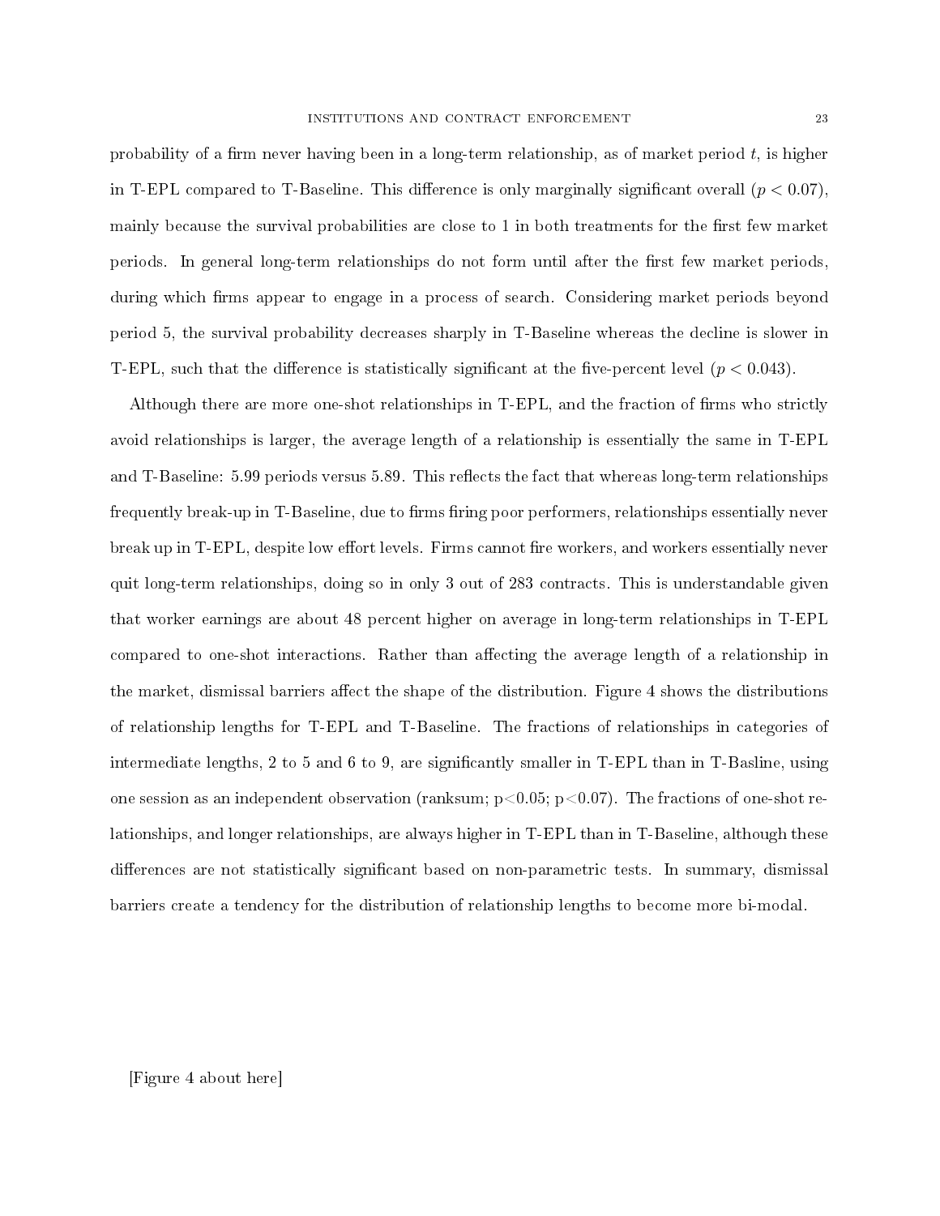probability of a firm never having been in a long-term relationship, as of market period $t$, is higher in T-EPL compared to T-Baseline. This difference is only marginally significant overall ($p < 0.07$), mainly because the survival probabilities are close to 1 in both treatments for the first few market periods. In general long-term relationships do not form until after the first few market periods, during which firms appear to engage in a process of search. Considering market periods beyond period 5, the survival probability decreases sharply in T-Baseline whereas the decline is slower in T-EPL, such that the difference is statistically significant at the five-percent level ($p < 0.043$).

Although there are more one-shot relationships in T-EPL, and the fraction of firms who strictly avoid relationships is larger, the average length of a relationship is essentially the same in T-EPL and T-Baseline: 5.99 periods versus 5.89. This reflects the fact that whereas long-term relationships frequently break-up in T-Baseline, due to firms firing poor performers, relationships essentially never break up in T-EPL, despite low effort levels. Firms cannot fire workers, and workers essentially never quit long-term relationships, doing so in only 3 out of 283 contracts. This is understandable given that worker earnings are about 48 percent higher on average in long-term relationships in T-EPL compared to one-shot interactions. Rather than affecting the average length of a relationship in the market, dismissal barriers affect the shape of the distribution. Figure 4 shows the distributions of relationship lengths for T-EPL and T-Baseline. The fractions of relationships in categories of intermediate lengths, 2 to 5 and 6 to 9, are significantly smaller in T-EPL than in T-Basline, using one session as an independent observation (ranksum; $p<0.05$; $p<0.07$). The fractions of one-shot relationships, and longer relationships, are always higher in T-EPL than in T-Baseline, although these differences are not statistically significant based on non-parametric tests. In summary, dismissal barriers create a tendency for the distribution of relationship lengths to become more bi-modal.

[Figure 4 about here]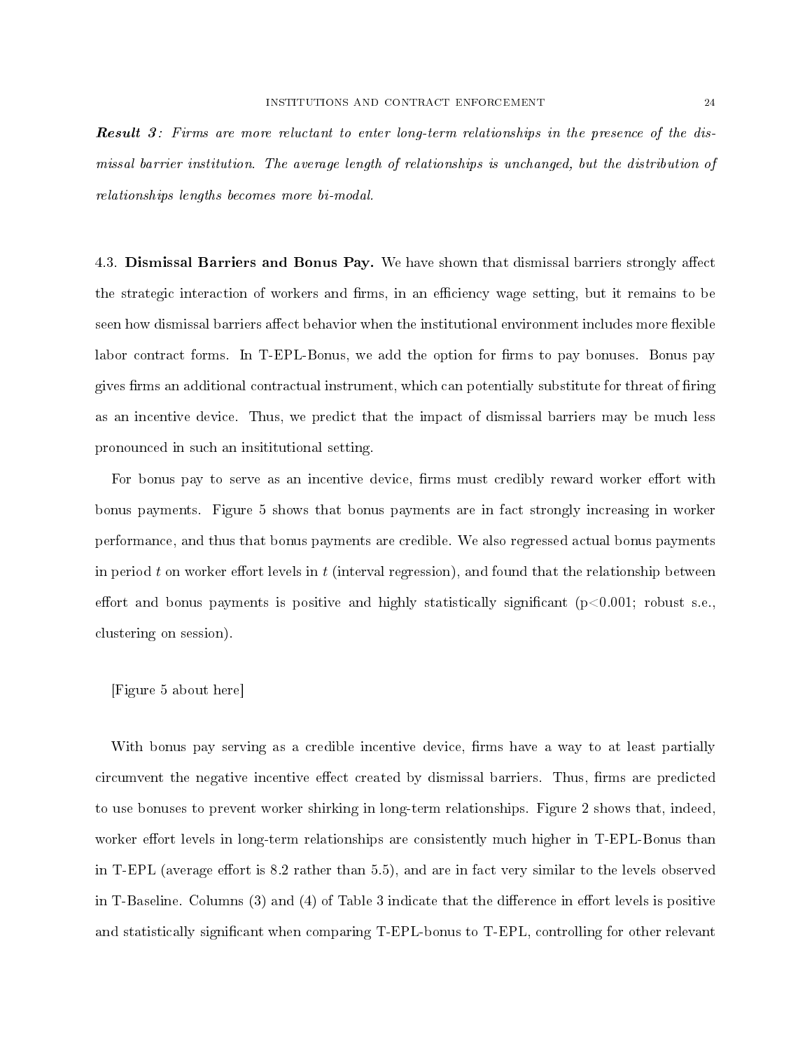***Result 3**: Firms are more reluctant to enter long-term relationships in the presence of the dismissal barrier institution. The average length of relationships is unchanged, but the distribution of relationships lengths becomes more bi-modal.*

4.3. **Dismissal Barriers and Bonus Pay.** We have shown that dismissal barriers strongly affect the strategic interaction of workers and firms, in an efficiency wage setting, but it remains to be seen how dismissal barriers affect behavior when the institutional environment includes more flexible labor contract forms. In T-EPL-Bonus, we add the option for firms to pay bonuses. Bonus pay gives firms an additional contractual instrument, which can potentially substitute for threat of firing as an incentive device. Thus, we predict that the impact of dismissal barriers may be much less pronounced in such an insititutional setting.

For bonus pay to serve as an incentive device, firms must credibly reward worker effort with bonus payments. Figure 5 shows that bonus payments are in fact strongly increasing in worker performance, and thus that bonus payments are credible. We also regressed actual bonus payments in period $t$ on worker effort levels in $t$ (interval regression), and found that the relationship between effort and bonus payments is positive and highly statistically significant ($p<0.001$; robust s.e., clustering on session).

[Figure 5 about here]

With bonus pay serving as a credible incentive device, firms have a way to at least partially circumvent the negative incentive effect created by dismissal barriers. Thus, firms are predicted to use bonuses to prevent worker shirking in long-term relationships. Figure 2 shows that, indeed, worker effort levels in long-term relationships are consistently much higher in T-EPL-Bonus than in T-EPL (average effort is 8.2 rather than 5.5), and are in fact very similar to the levels observed in T-Baseline. Columns (3) and (4) of Table 3 indicate that the difference in effort levels is positive and statistically significant when comparing T-EPL-bonus to T-EPL, controlling for other relevant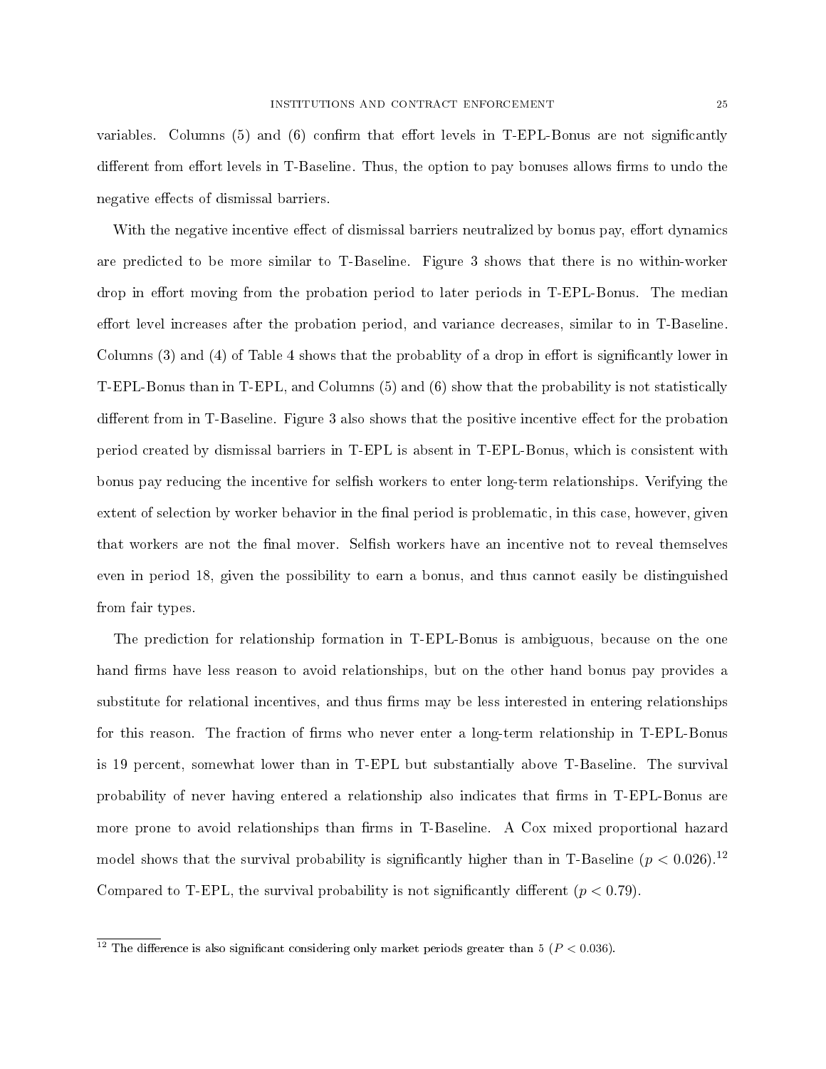variables. Columns (5) and (6) confirm that effort levels in T-EPL-Bonus are not significantly different from effort levels in T-Baseline. Thus, the option to pay bonuses allows firms to undo the negative effects of dismissal barriers.

With the negative incentive effect of dismissal barriers neutralized by bonus pay, effort dynamics are predicted to be more similar to T-Baseline. Figure 3 shows that there is no within-worker drop in effort moving from the probation period to later periods in T-EPL-Bonus. The median effort level increases after the probation period, and variance decreases, similar to in T-Baseline. Columns (3) and (4) of Table 4 shows that the probablity of a drop in effort is significantly lower in T-EPL-Bonus than in T-EPL, and Columns (5) and (6) show that the probability is not statistically different from in T-Baseline. Figure 3 also shows that the positive incentive effect for the probation period created by dismissal barriers in T-EPL is absent in T-EPL-Bonus, which is consistent with bonus pay reducing the incentive for selfish workers to enter long-term relationships. Verifying the extent of selection by worker behavior in the final period is problematic, in this case, however, given that workers are not the final mover. Selfish workers have an incentive not to reveal themselves even in period 18, given the possibility to earn a bonus, and thus cannot easily be distinguished from fair types.

The prediction for relationship formation in T-EPL-Bonus is ambiguous, because on the one hand firms have less reason to avoid relationships, but on the other hand bonus pay provides a substitute for relational incentives, and thus firms may be less interested in entering relationships for this reason. The fraction of firms who never enter a long-term relationship in T-EPL-Bonus is 19 percent, somewhat lower than in T-EPL but substantially above T-Baseline. The survival probability of never having entered a relationship also indicates that firms in T-EPL-Bonus are more prone to avoid relationships than firms in T-Baseline. A Cox mixed proportional hazard model shows that the survival probability is significantly higher than in T-Baseline ($p < 0.026$).[12] Compared to T-EPL, the survival probability is not significantly different ($p < 0.79$).

[12] The difference is also significant considering only market periods greater than 5 ($P < 0.036$).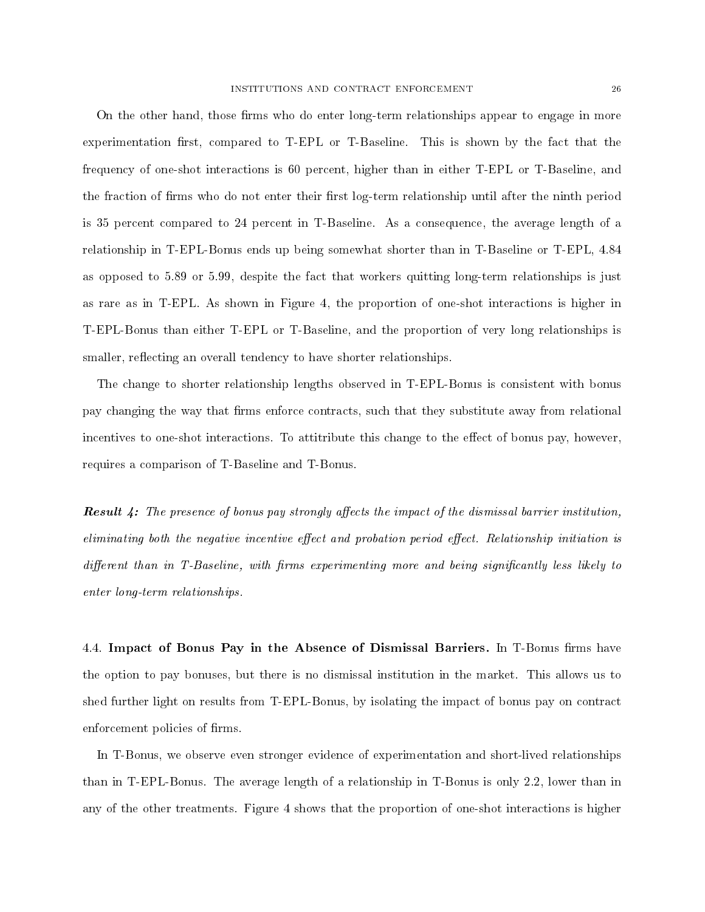On the other hand, those firms who do enter long-term relationships appear to engage in more experimentation first, compared to T-EPL or T-Baseline. This is shown by the fact that the frequency of one-shot interactions is 60 percent, higher than in either T-EPL or T-Baseline, and the fraction of firms who do not enter their first log-term relationship until after the ninth period is 35 percent compared to 24 percent in T-Baseline. As a consequence, the average length of a relationship in T-EPL-Bonus ends up being somewhat shorter than in T-Baseline or T-EPL, 4.84 as opposed to 5.89 or 5.99, despite the fact that workers quitting long-term relationships is just as rare as in T-EPL. As shown in Figure 4, the proportion of one-shot interactions is higher in T-EPL-Bonus than either T-EPL or T-Baseline, and the proportion of very long relationships is smaller, reflecting an overall tendency to have shorter relationships.

The change to shorter relationship lengths observed in T-EPL-Bonus is consistent with bonus pay changing the way that firms enforce contracts, such that they substitute away from relational incentives to one-shot interactions. To attitribute this change to the effect of bonus pay, however, requires a comparison of T-Baseline and T-Bonus.

***Result 4:*** *The presence of bonus pay strongly affects the impact of the dismissal barrier institution, eliminating both the negative incentive effect and probation period effect. Relationship initiation is different than in T-Baseline, with firms experimenting more and being significantly less likely to enter long-term relationships.*

4.4. **Impact of Bonus Pay in the Absence of Dismissal Barriers.** In T-Bonus firms have the option to pay bonuses, but there is no dismissal institution in the market. This allows us to shed further light on results from T-EPL-Bonus, by isolating the impact of bonus pay on contract enforcement policies of firms.

In T-Bonus, we observe even stronger evidence of experimentation and short-lived relationships than in T-EPL-Bonus. The average length of a relationship in T-Bonus is only 2.2, lower than in any of the other treatments. Figure 4 shows that the proportion of one-shot interactions is higher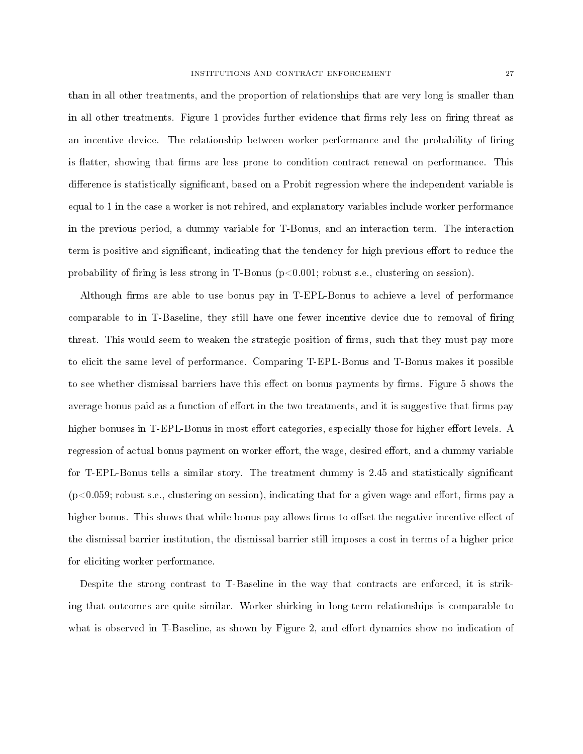than in all other treatments, and the proportion of relationships that are very long is smaller than in all other treatments. Figure 1 provides further evidence that firms rely less on firing threat as an incentive device. The relationship between worker performance and the probability of firing is flatter, showing that firms are less prone to condition contract renewal on performance. This difference is statistically significant, based on a Probit regression where the independent variable is equal to 1 in the case a worker is not rehired, and explanatory variables include worker performance in the previous period, a dummy variable for T-Bonus, and an interaction term. The interaction term is positive and significant, indicating that the tendency for high previous effort to reduce the probability of firing is less strong in T-Bonus ($p<0.001$; robust s.e., clustering on session).

Although firms are able to use bonus pay in T-EPL-Bonus to achieve a level of performance comparable to in T-Baseline, they still have one fewer incentive device due to removal of firing threat. This would seem to weaken the strategic position of firms, such that they must pay more to elicit the same level of performance. Comparing T-EPL-Bonus and T-Bonus makes it possible to see whether dismissal barriers have this effect on bonus payments by firms. Figure 5 shows the average bonus paid as a function of effort in the two treatments, and it is suggestive that firms pay higher bonuses in T-EPL-Bonus in most effort categories, especially those for higher effort levels. A regression of actual bonus payment on worker effort, the wage, desired effort, and a dummy variable for T-EPL-Bonus tells a similar story. The treatment dummy is 2.45 and statistically significant ($p<0.059$; robust s.e., clustering on session), indicating that for a given wage and effort, firms pay a higher bonus. This shows that while bonus pay allows firms to offset the negative incentive effect of the dismissal barrier institution, the dismissal barrier still imposes a cost in terms of a higher price for eliciting worker performance.

Despite the strong contrast to T-Baseline in the way that contracts are enforced, it is striking that outcomes are quite similar. Worker shirking in long-term relationships is comparable to what is observed in T-Baseline, as shown by Figure 2, and effort dynamics show no indication of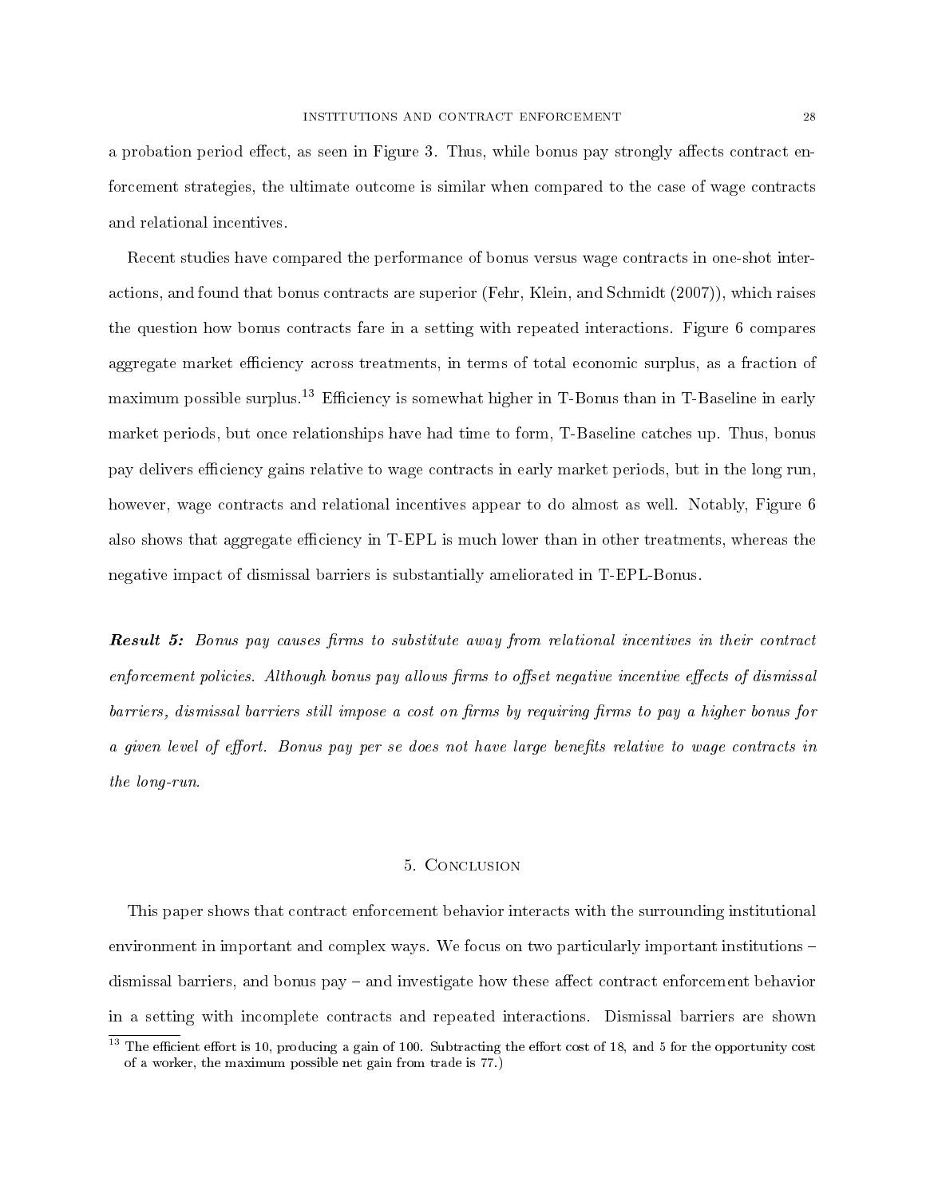a probation period effect, as seen in Figure 3. Thus, while bonus pay strongly affects contract enforcement strategies, the ultimate outcome is similar when compared to the case of wage contracts and relational incentives.

Recent studies have compared the performance of bonus versus wage contracts in one-shot interactions, and found that bonus contracts are superior (Fehr, Klein, and Schmidt (2007)), which raises the question how bonus contracts fare in a setting with repeated interactions. Figure 6 compares aggregate market efficiency across treatments, in terms of total economic surplus, as a fraction of maximum possible surplus.[13] Efficiency is somewhat higher in T-Bonus than in T-Baseline in early market periods, but once relationships have had time to form, T-Baseline catches up. Thus, bonus pay delivers efficiency gains relative to wage contracts in early market periods, but in the long run, however, wage contracts and relational incentives appear to do almost as well. Notably, Figure 6 also shows that aggregate efficiency in T-EPL is much lower than in other treatments, whereas the negative impact of dismissal barriers is substantially ameliorated in T-EPL-Bonus.

***Result 5:*** *Bonus pay causes firms to substitute away from relational incentives in their contract enforcement policies. Although bonus pay allows firms to offset negative incentive effects of dismissal barriers, dismissal barriers still impose a cost on firms by requiring firms to pay a higher bonus for a given level of effort. Bonus pay per se does not have large benefits relative to wage contracts in the long-run.*

## 5. Conclusion

This paper shows that contract enforcement behavior interacts with the surrounding institutional environment in important and complex ways. We focus on two particularly important institutions – dismissal barriers, and bonus pay – and investigate how these affect contract enforcement behavior in a setting with incomplete contracts and repeated interactions. Dismissal barriers are shown

[13] The efficient effort is 10, producing a gain of 100. Subtracting the effort cost of 18, and 5 for the opportunity cost of a worker, the maximum possible net gain from trade is 77.)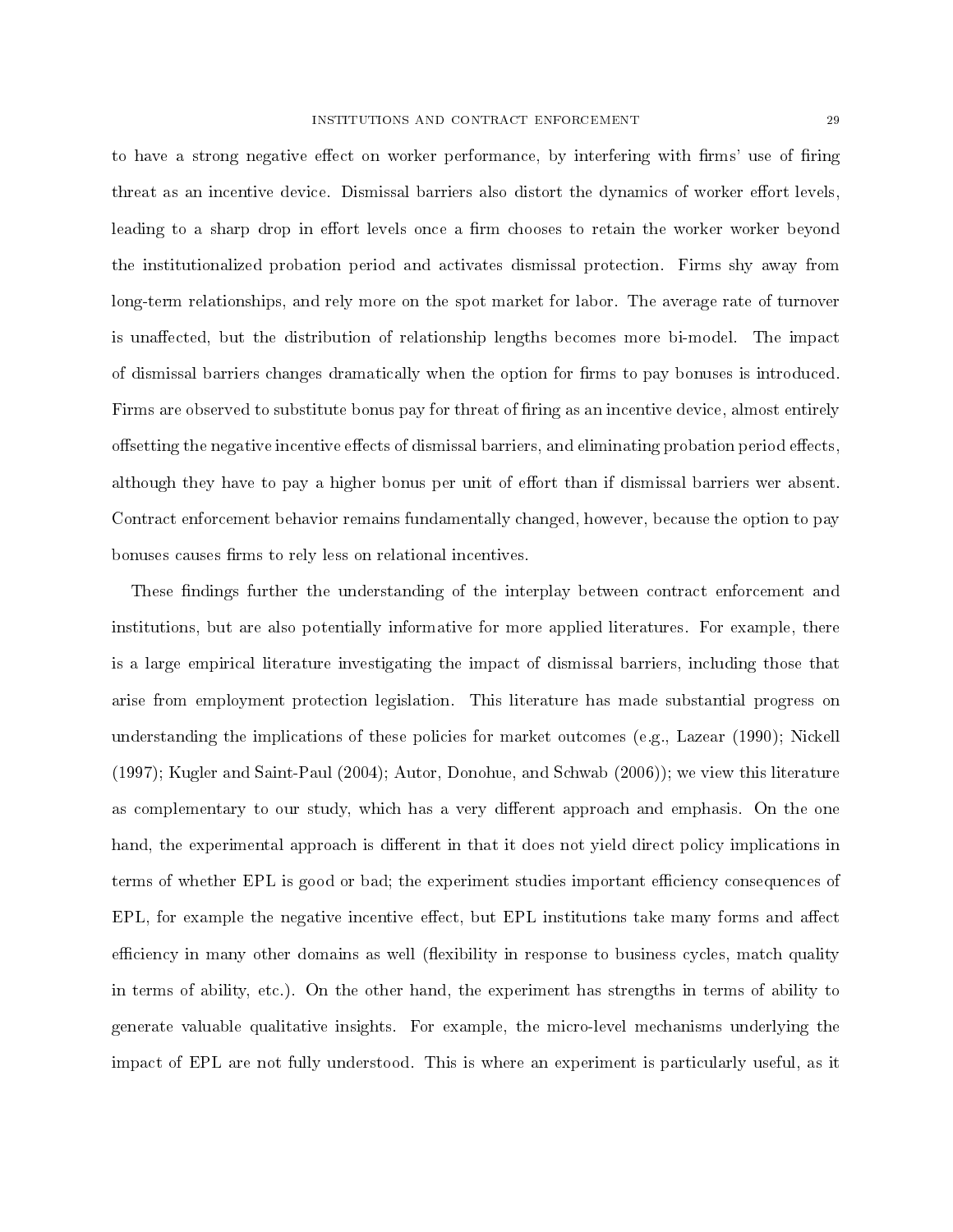to have a strong negative effect on worker performance, by interfering with firms' use of firing threat as an incentive device. Dismissal barriers also distort the dynamics of worker effort levels, leading to a sharp drop in effort levels once a firm chooses to retain the worker worker beyond the institutionalized probation period and activates dismissal protection. Firms shy away from long-term relationships, and rely more on the spot market for labor. The average rate of turnover is unaffected, but the distribution of relationship lengths becomes more bi-model. The impact of dismissal barriers changes dramatically when the option for firms to pay bonuses is introduced. Firms are observed to substitute bonus pay for threat of firing as an incentive device, almost entirely offsetting the negative incentive effects of dismissal barriers, and eliminating probation period effects, although they have to pay a higher bonus per unit of effort than if dismissal barriers wer absent. Contract enforcement behavior remains fundamentally changed, however, because the option to pay bonuses causes firms to rely less on relational incentives.

These findings further the understanding of the interplay between contract enforcement and institutions, but are also potentially informative for more applied literatures. For example, there is a large empirical literature investigating the impact of dismissal barriers, including those that arise from employment protection legislation. This literature has made substantial progress on understanding the implications of these policies for market outcomes (e.g., Lazear (1990); Nickell (1997); Kugler and Saint-Paul (2004); Autor, Donohue, and Schwab (2006)); we view this literature as complementary to our study, which has a very different approach and emphasis. On the one hand, the experimental approach is different in that it does not yield direct policy implications in terms of whether EPL is good or bad; the experiment studies important efficiency consequences of EPL, for example the negative incentive effect, but EPL institutions take many forms and affect efficiency in many other domains as well (flexibility in response to business cycles, match quality in terms of ability, etc.). On the other hand, the experiment has strengths in terms of ability to generate valuable qualitative insights. For example, the micro-level mechanisms underlying the impact of EPL are not fully understood. This is where an experiment is particularly useful, as it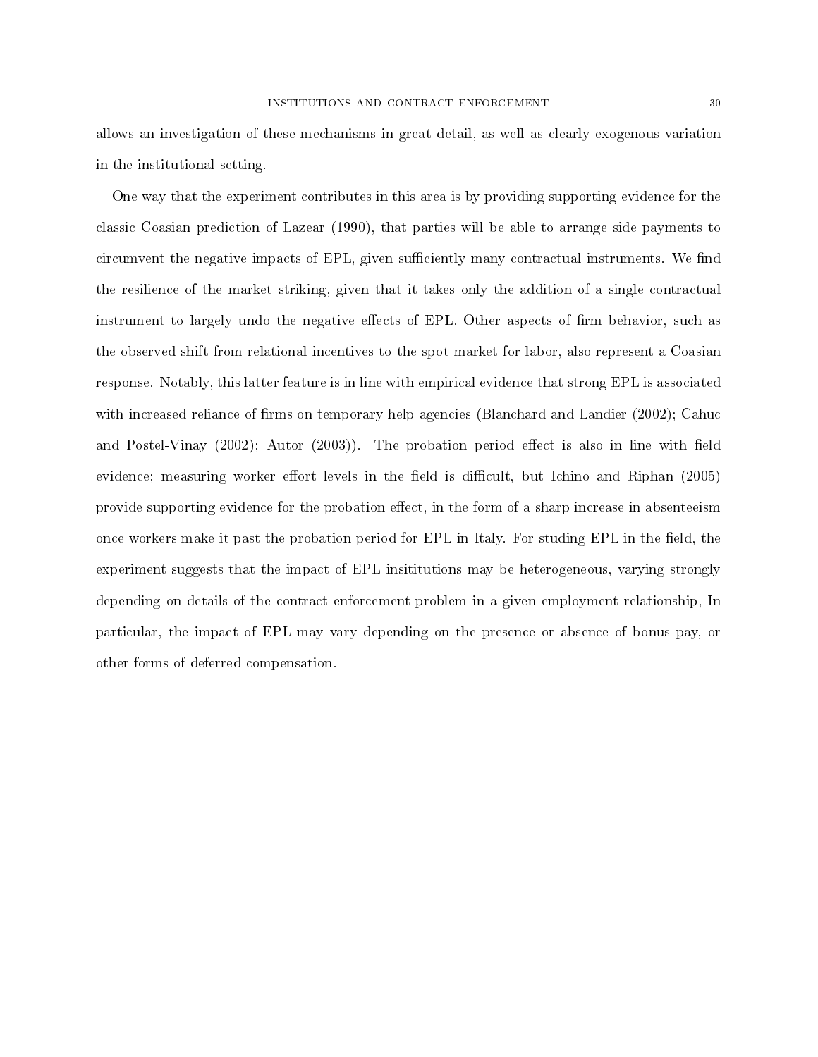allows an investigation of these mechanisms in great detail, as well as clearly exogenous variation in the institutional setting.

One way that the experiment contributes in this area is by providing supporting evidence for the classic Coasian prediction of Lazear (1990), that parties will be able to arrange side payments to circumvent the negative impacts of EPL, given sufficiently many contractual instruments. We find the resilience of the market striking, given that it takes only the addition of a single contractual instrument to largely undo the negative effects of EPL. Other aspects of firm behavior, such as the observed shift from relational incentives to the spot market for labor, also represent a Coasian response. Notably, this latter feature is in line with empirical evidence that strong EPL is associated with increased reliance of firms on temporary help agencies (Blanchard and Landier (2002); Cahuc and Postel-Vinay (2002); Autor (2003)). The probation period effect is also in line with field evidence; measuring worker effort levels in the field is difficult, but Ichino and Riphan (2005) provide supporting evidence for the probation effect, in the form of a sharp increase in absenteeism once workers make it past the probation period for EPL in Italy. For studing EPL in the field, the experiment suggests that the impact of EPL insititutions may be heterogeneous, varying strongly depending on details of the contract enforcement problem in a given employment relationship, In particular, the impact of EPL may vary depending on the presence or absence of bonus pay, or other forms of deferred compensation.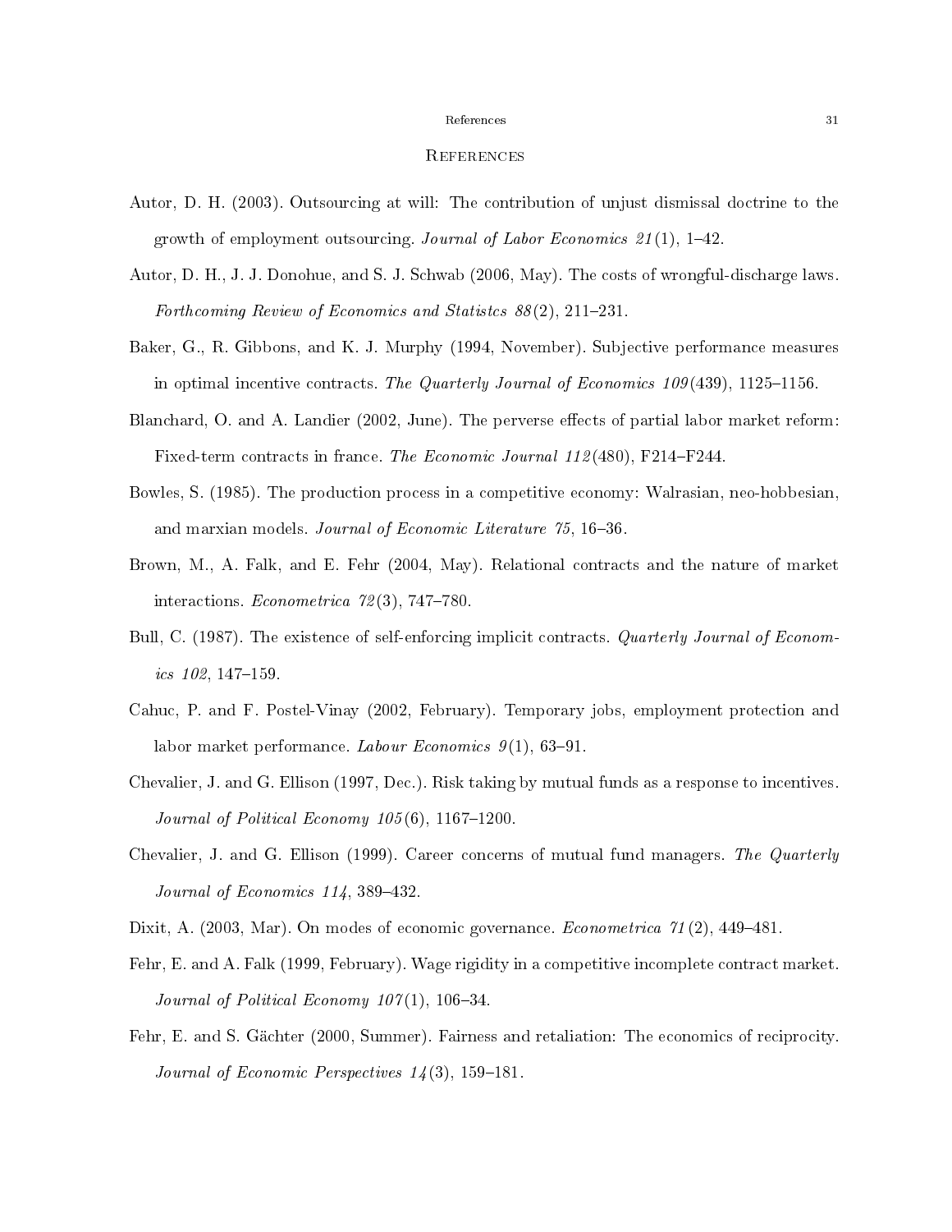# References

Autor, D. H. (2003). Outsourcing at will: The contribution of unjust dismissal doctrine to the growth of employment outsourcing. *Journal of Labor Economics 21*(1), 1–42.

Autor, D. H., J. J. Donohue, and S. J. Schwab (2006, May). The costs of wrongful-discharge laws. *Forthcoming Review of Economics and Statistcs 88*(2), 211–231.

Baker, G., R. Gibbons, and K. J. Murphy (1994, November). Subjective performance measures in optimal incentive contracts. *The Quarterly Journal of Economics 109*(439), 1125–1156.

Blanchard, O. and A. Landier (2002, June). The perverse effects of partial labor market reform: Fixed-term contracts in france. *The Economic Journal 112*(480), F214–F244.

Bowles, S. (1985). The production process in a competitive economy: Walrasian, neo-hobbesian, and marxian models. *Journal of Economic Literature 75*, 16–36.

Brown, M., A. Falk, and E. Fehr (2004, May). Relational contracts and the nature of market interactions. *Econometrica 72*(3), 747–780.

Bull, C. (1987). The existence of self-enforcing implicit contracts. *Quarterly Journal of Economics 102*, 147–159.

Cahuc, P. and F. Postel-Vinay (2002, February). Temporary jobs, employment protection and labor market performance. *Labour Economics 9*(1), 63–91.

Chevalier, J. and G. Ellison (1997, Dec.). Risk taking by mutual funds as a response to incentives. *Journal of Political Economy 105*(6), 1167–1200.

Chevalier, J. and G. Ellison (1999). Career concerns of mutual fund managers. *The Quarterly Journal of Economics 114*, 389–432.

Dixit, A. (2003, Mar). On modes of economic governance. *Econometrica 71*(2), 449–481.

Fehr, E. and A. Falk (1999, February). Wage rigidity in a competitive incomplete contract market. *Journal of Political Economy 107*(1), 106–34.

Fehr, E. and S. Gächter (2000, Summer). Fairness and retaliation: The economics of reciprocity. *Journal of Economic Perspectives 14*(3), 159–181.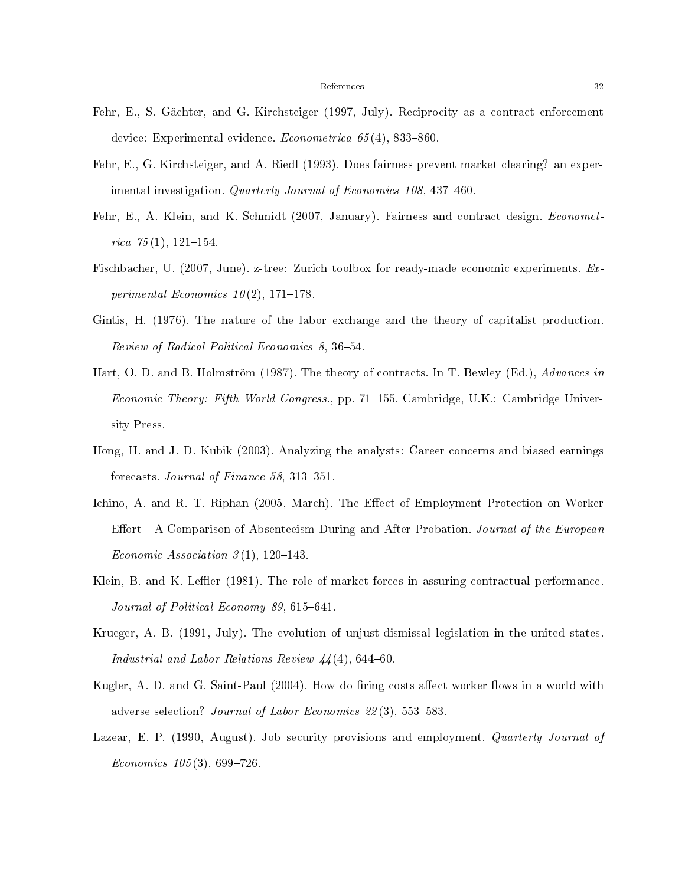Fehr, E., S. Gächter, and G. Kirchsteiger (1997, July). Reciprocity as a contract enforcement device: Experimental evidence. *Econometrica 65*(4), 833–860.

Fehr, E., G. Kirchsteiger, and A. Riedl (1993). Does fairness prevent market clearing? an experimental investigation. *Quarterly Journal of Economics 108*, 437–460.

Fehr, E., A. Klein, and K. Schmidt (2007, January). Fairness and contract design. *Econometrica 75*(1), 121–154.

Fischbacher, U. (2007, June). z-tree: Zurich toolbox for ready-made economic experiments. *Experimental Economics 10*(2), 171–178.

Gintis, H. (1976). The nature of the labor exchange and the theory of capitalist production. *Review of Radical Political Economics 8*, 36–54.

Hart, O. D. and B. Holmström (1987). The theory of contracts. In T. Bewley (Ed.), *Advances in Economic Theory: Fifth World Congress.*, pp. 71–155. Cambridge, U.K.: Cambridge University Press.

Hong, H. and J. D. Kubik (2003). Analyzing the analysts: Career concerns and biased earnings forecasts. *Journal of Finance 58*, 313–351.

Ichino, A. and R. T. Riphan (2005, March). The Effect of Employment Protection on Worker Effort - A Comparison of Absenteeism During and After Probation. *Journal of the European Economic Association 3*(1), 120–143.

Klein, B. and K. Leffler (1981). The role of market forces in assuring contractual performance. *Journal of Political Economy 89*, 615–641.

Krueger, A. B. (1991, July). The evolution of unjust-dismissal legislation in the united states. *Industrial and Labor Relations Review 44*(4), 644–60.

Kugler, A. D. and G. Saint-Paul (2004). How do firing costs affect worker flows in a world with adverse selection? *Journal of Labor Economics 22*(3), 553–583.

Lazear, E. P. (1990, August). Job security provisions and employment. *Quarterly Journal of Economics 105*(3), 699–726.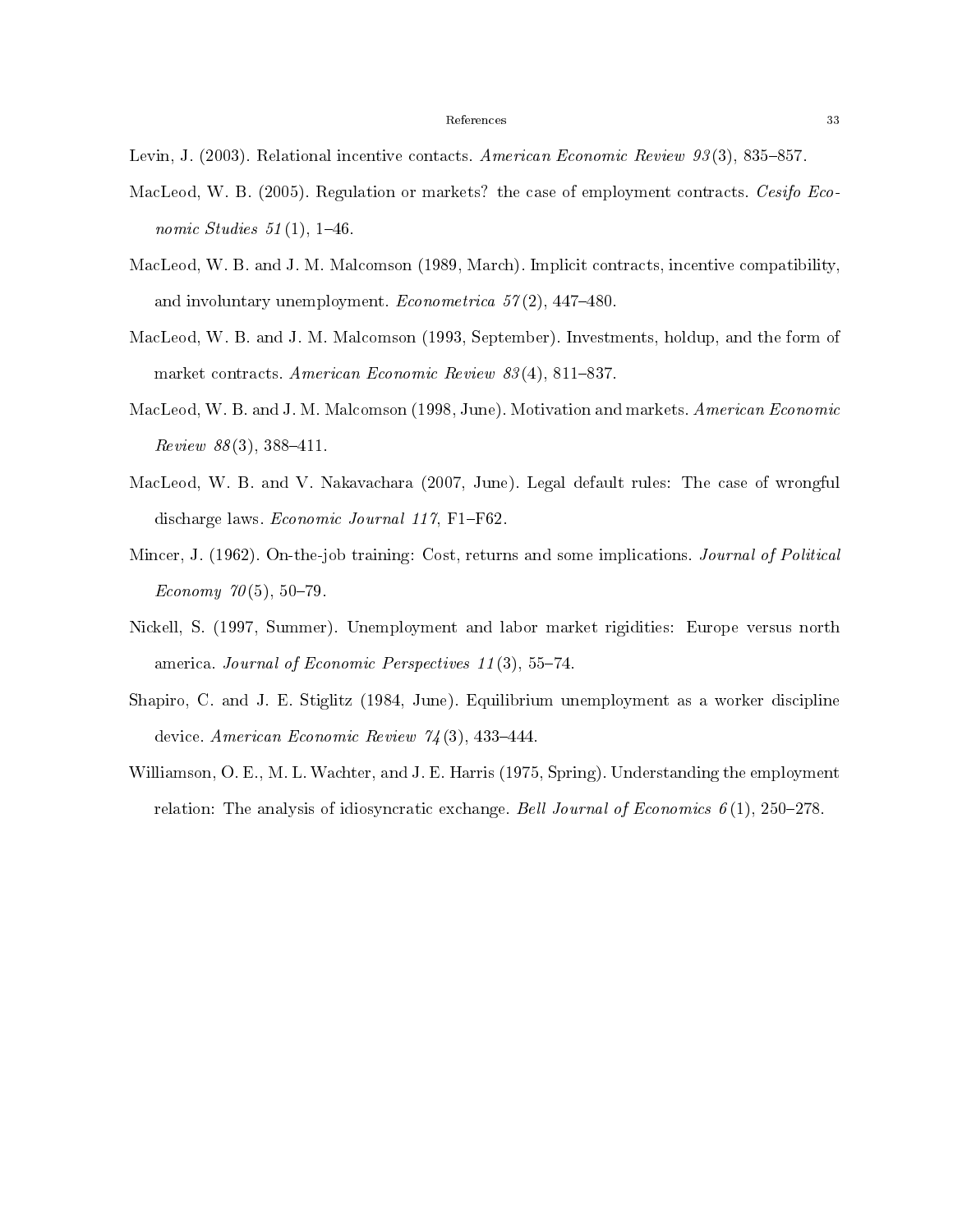Levin, J. (2003). Relational incentive contacts. *American Economic Review 93*(3), 835–857.

MacLeod, W. B. (2005). Regulation or markets? the case of employment contracts. *Cesifo Economic Studies 51*(1), 1–46.

MacLeod, W. B. and J. M. Malcomson (1989, March). Implicit contracts, incentive compatibility, and involuntary unemployment. *Econometrica 57*(2), 447–480.

MacLeod, W. B. and J. M. Malcomson (1993, September). Investments, holdup, and the form of market contracts. *American Economic Review 83*(4), 811–837.

MacLeod, W. B. and J. M. Malcomson (1998, June). Motivation and markets. *American Economic Review 88*(3), 388–411.

MacLeod, W. B. and V. Nakavachara (2007, June). Legal default rules: The case of wrongful discharge laws. *Economic Journal 117*, F1–F62.

Mincer, J. (1962). On-the-job training: Cost, returns and some implications. *Journal of Political Economy 70*(5), 50–79.

Nickell, S. (1997, Summer). Unemployment and labor market rigidities: Europe versus north america. *Journal of Economic Perspectives 11*(3), 55–74.

Shapiro, C. and J. E. Stiglitz (1984, June). Equilibrium unemployment as a worker discipline device. *American Economic Review 74*(3), 433–444.

Williamson, O. E., M. L. Wachter, and J. E. Harris (1975, Spring). Understanding the employment relation: The analysis of idiosyncratic exchange. *Bell Journal of Economics 6*(1), 250–278.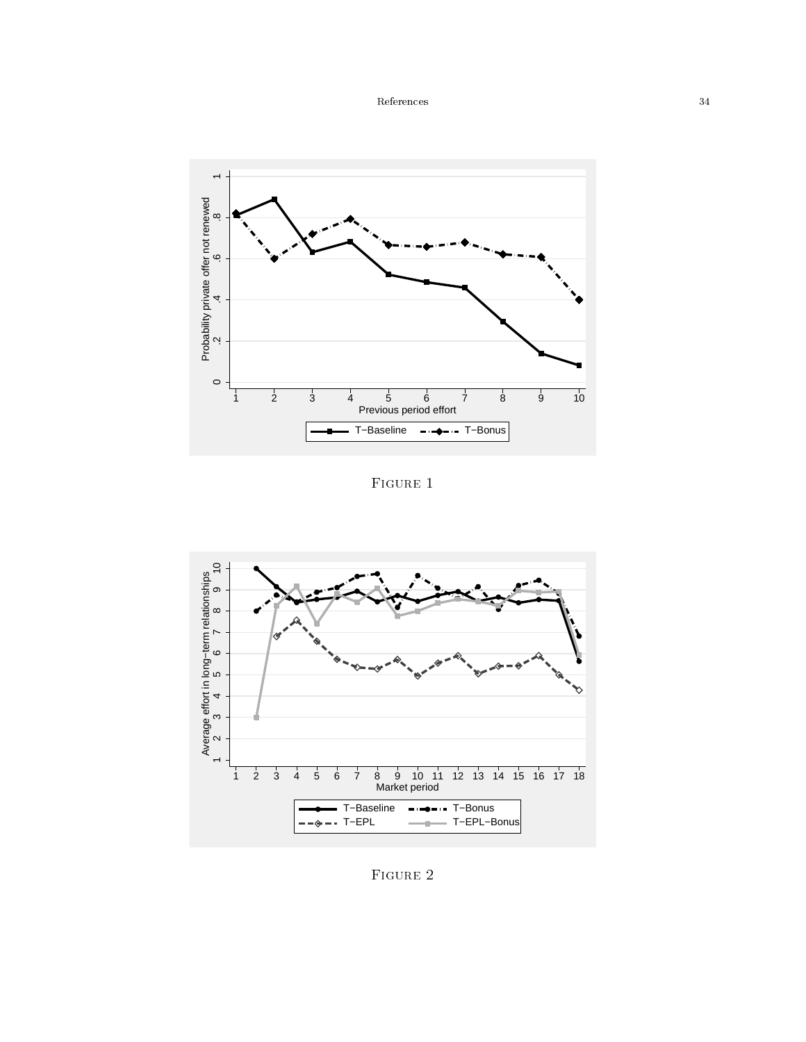Figure 1

Figure 2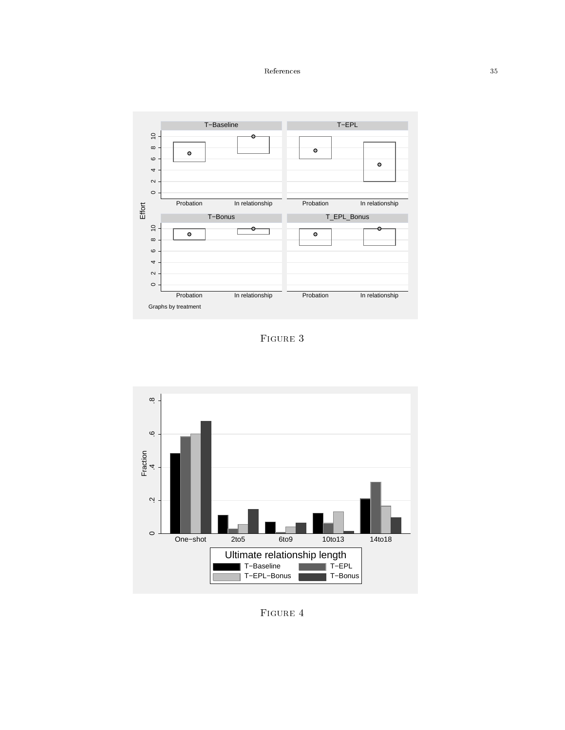FIGURE 3

FIGURE 4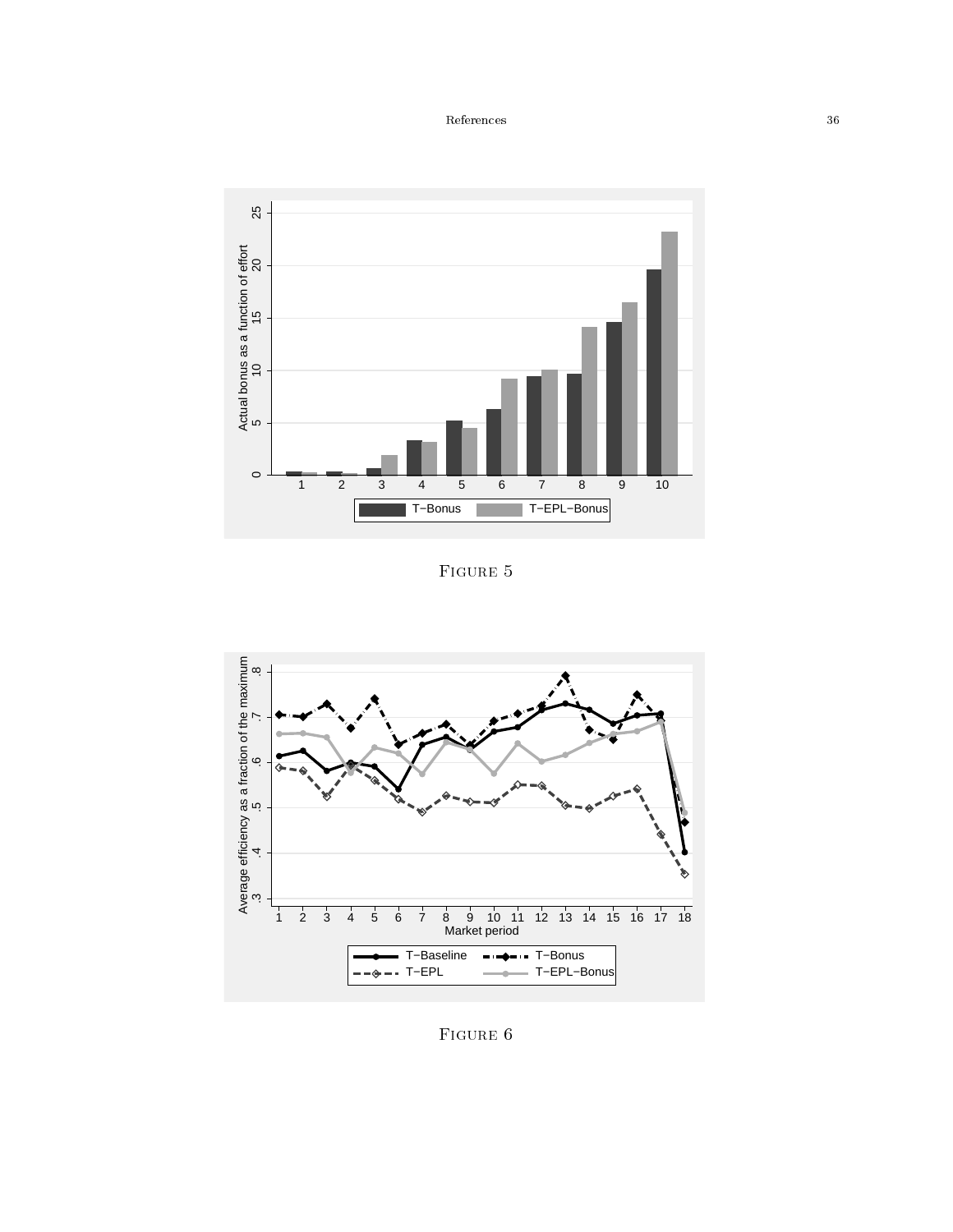Figure 5

Figure 6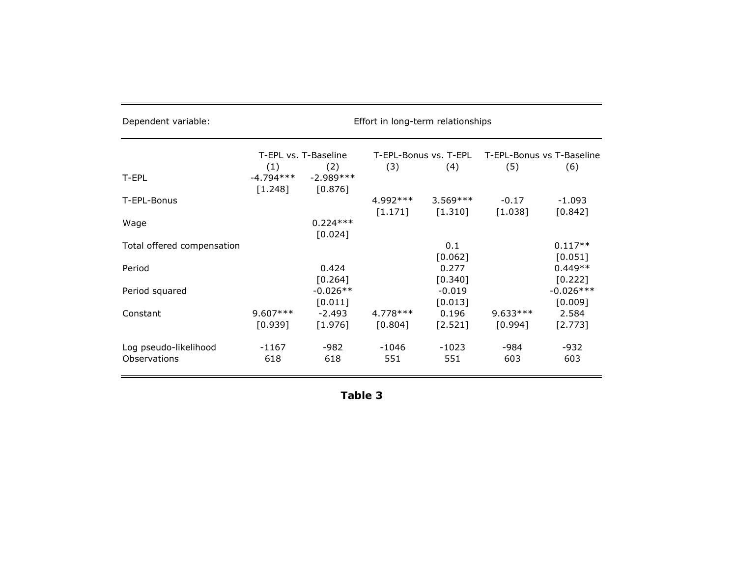| Dependent variable: | Effort in long-term relationships | | | | | |
|---|---|---|---|---|---|---|
| | T-EPL vs. T-Baseline | | T-EPL-Bonus vs. T-EPL | | T-EPL-Bonus vs T-Baseline | |
| | (1) | (2) | (3) | (4) | (5) | (6) |
| T-EPL | -4.794*** | -2.989*** | | | | |
| | [1.248] | [0.876] | | | | |
| T-EPL-Bonus | | | 4.992*** | 3.569*** | -0.17 | -1.093 |
| | | | [1.171] | [1.310] | [1.038] | [0.842] |
| Wage | | 0.224*** | | | | |
| | | [0.024] | | | | |
| Total offered compensation | | | | 0.1 | | 0.117** |
| | | | | [0.062] | | [0.051] |
| Period | | 0.424 | | 0.277 | | 0.449** |
| | | [0.264] | | [0.340] | | [0.222] |
| Period squared | | -0.026** | | -0.019 | | -0.026*** |
| | | [0.011] | | [0.013] | | [0.009] |
| Constant | 9.607*** | -2.493 | 4.778*** | 0.196 | 9.633*** | 2.584 |
| | [0.939] | [1.976] | [0.804] | [2.521] | [0.994] | [2.773] |
| Log pseudo-likelihood | -1167 | -982 | -1046 | -1023 | -984 | -932 |
| Observations | 618 | 618 | 551 | 551 | 603 | 603 |

**Table 3**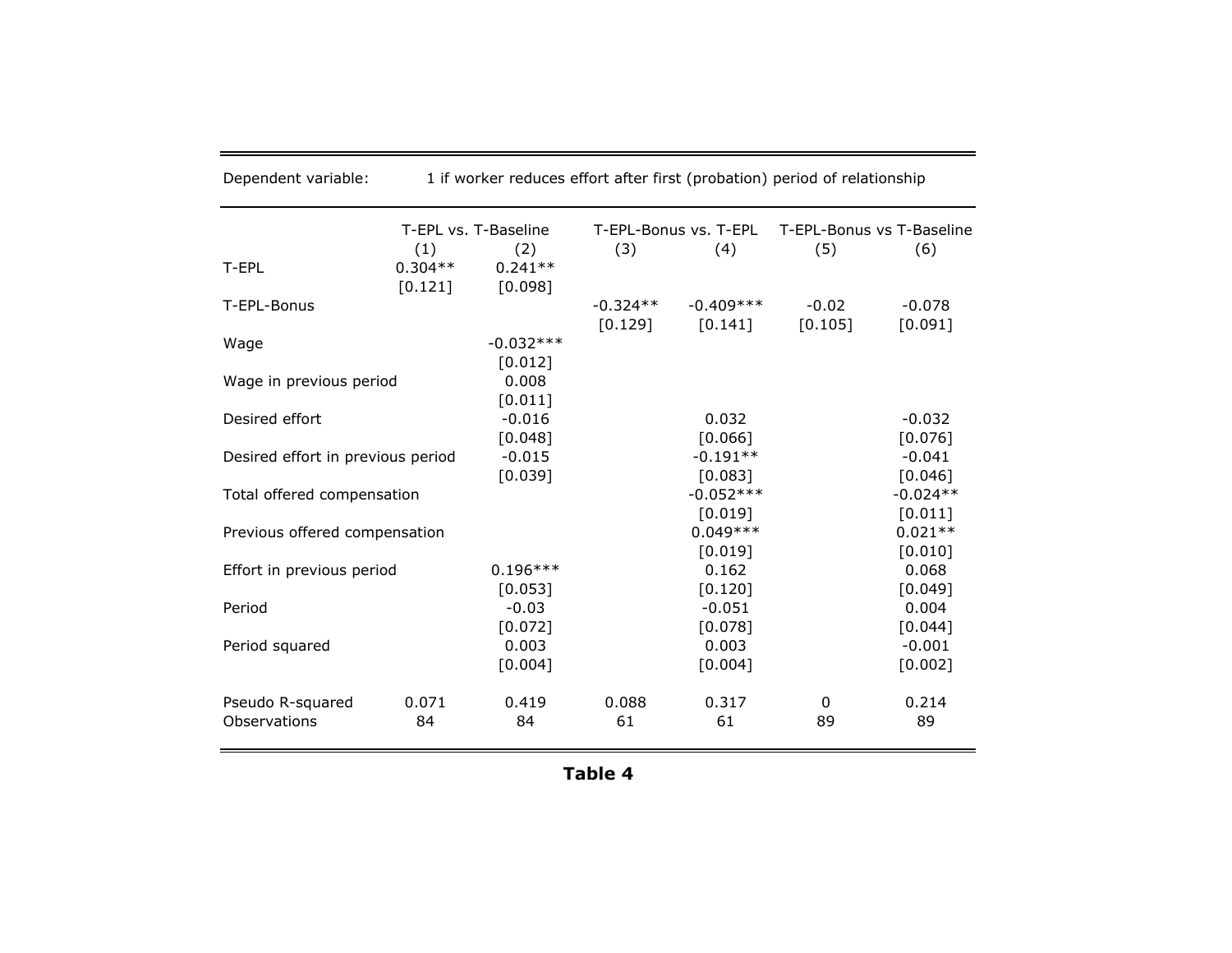| Dependent variable: | 1 if worker reduces effort after first (probation) period of relationship | | | | | |
|---|---|---|---|---|---|---|
| | T-EPL vs. T-Baseline | | T-EPL-Bonus vs. T-EPL | | T-EPL-Bonus vs T-Baseline | |
| | (1) | (2) | (3) | (4) | (5) | (6) |
| T-EPL | 0.304** | 0.241** | | | | |
| | [0.121] | [0.098] | | | | |
| T-EPL-Bonus | | | -0.324** | -0.409*** | -0.02 | -0.078 |
| | | | [0.129] | [0.141] | [0.105] | [0.091] |
| Wage | | -0.032*** | | | | |
| | | [0.012] | | | | |
| Wage in previous period | | 0.008 | | | | |
| | | [0.011] | | | | |
| Desired effort | | -0.016 | | 0.032 | | -0.032 |
| | | [0.048] | | [0.066] | | [0.076] |
| Desired effort in previous period | | -0.015 | | -0.191** | | -0.041 |
| | | [0.039] | | [0.083] | | [0.046] |
| Total offered compensation | | | | -0.052*** | | -0.024** |
| | | | | [0.019] | | [0.011] |
| Previous offered compensation | | | | 0.049*** | | 0.021** |
| | | | | [0.019] | | [0.010] |
| Effort in previous period | | 0.196*** | | 0.162 | | 0.068 |
| | | [0.053] | | [0.120] | | [0.049] |
| Period | | -0.03 | | -0.051 | | 0.004 |
| | | [0.072] | | [0.078] | | [0.044] |
| Period squared | | 0.003 | | 0.003 | | -0.001 |
| | | [0.004] | | [0.004] | | [0.002] |
| Pseudo R-squared | 0.071 | 0.419 | 0.088 | 0.317 | 0 | 0.214 |
| Observations | 84 | 84 | 61 | 61 | 89 | 89 |

**Table 4**